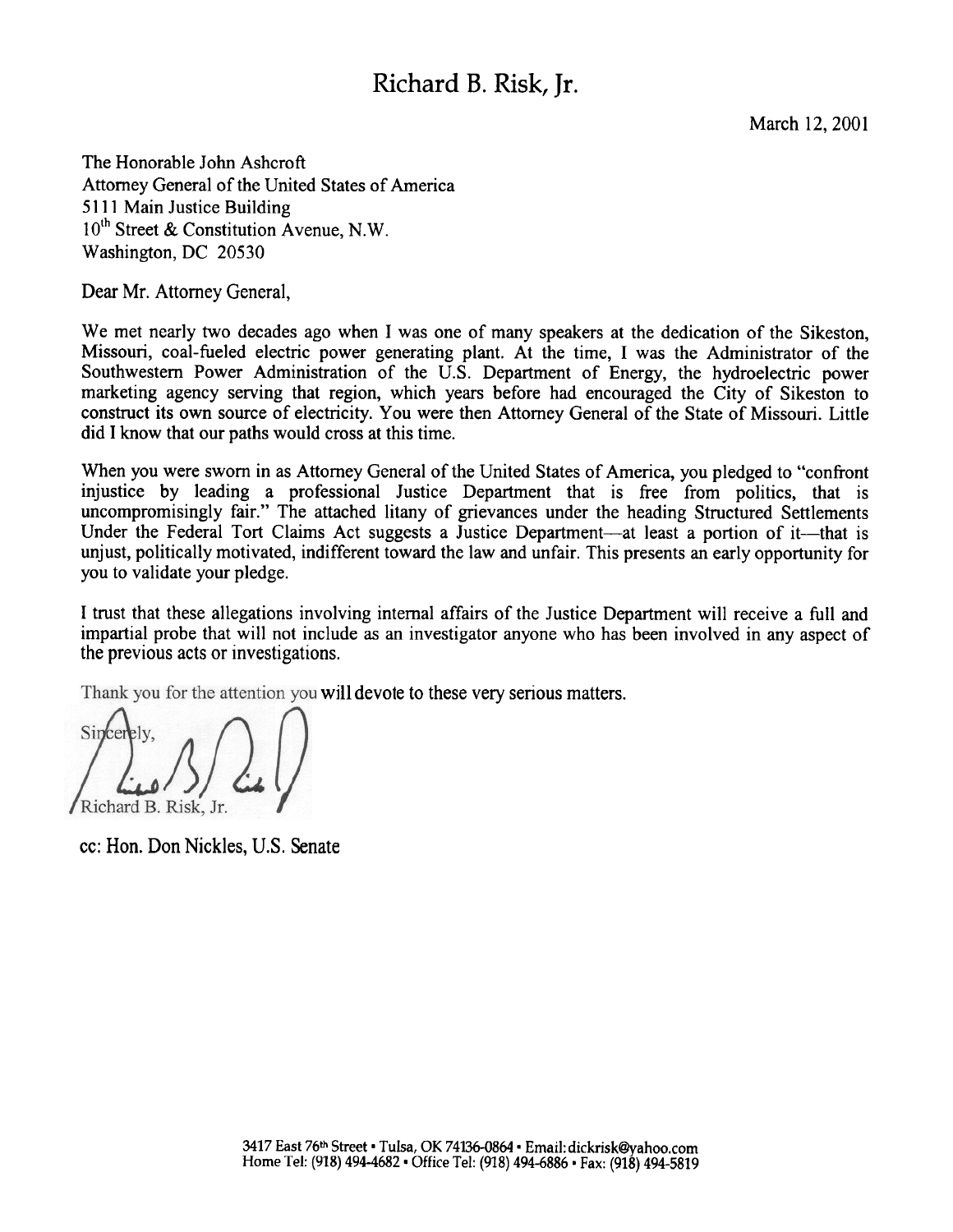# Richard B. Risk, Jr.

March 12, 2001

The Honorable John Ashcroft
Attorney General of the United States of America
5111 Main Justice Building
10th Street & Constitution Avenue, N.W.
Washington, DC 20530

Dear Mr. Attorney General,

We met nearly two decades ago when I was one of many speakers at the dedication of the Sikeston, Missouri, coal-fueled electric power generating plant. At the time, I was the Administrator of the Southwestern Power Administration of the U.S. Department of Energy, the hydroelectric power marketing agency serving that region, which years before had encouraged the City of Sikeston to construct its own source of electricity. You were then Attorney General of the State of Missouri. Little did I know that our paths would cross at this time.

When you were sworn in as Attorney General of the United States of America, you pledged to "confront injustice by leading a professional Justice Department that is free from politics, that is uncompromisingly fair." The attached litany of grievances under the heading Structured Settlements Under the Federal Tort Claims Act suggests a Justice Department—at least a portion of it—that is unjust, politically motivated, indifferent toward the law and unfair. This presents an early opportunity for you to validate your pledge.

I trust that these allegations involving internal affairs of the Justice Department will receive a full and impartial probe that will not include as an investigator anyone who has been involved in any aspect of the previous acts or investigations.

Thank you for the attention you will devote to these very serious matters.

Sincerely,

Richard B. Risk, Jr.

cc: Hon. Don Nickles, U.S. Senate

3417 East 76th Street • Tulsa, OK 74136-0864 • Email: dickrisk@yahoo.com
Home Tel: (918) 494-4682 • Office Tel: (918) 494-6886 • Fax: (918) 494-5819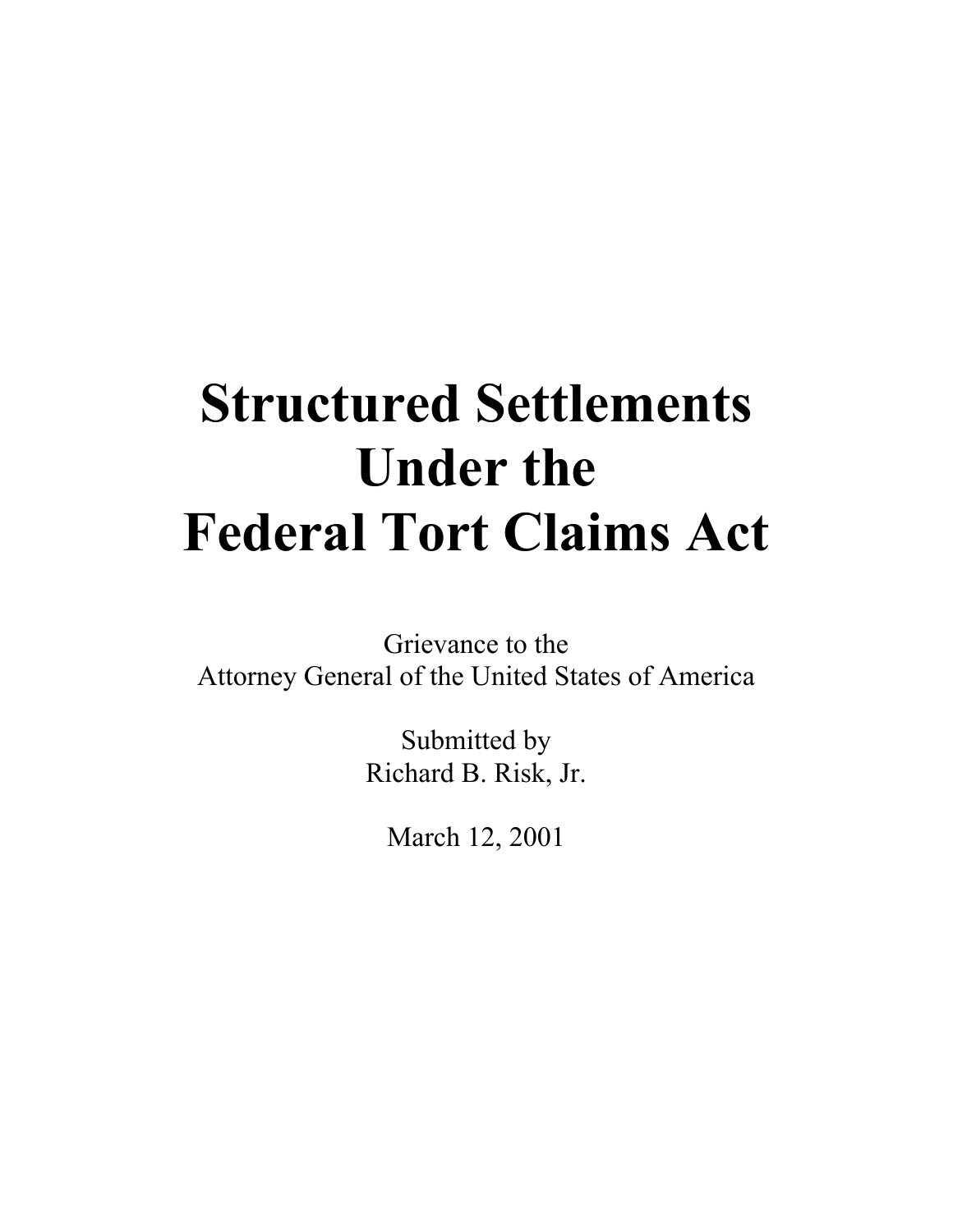# Structured Settlements Under the Federal Tort Claims Act

Grievance to the
Attorney General of the United States of America

Submitted by
Richard B. Risk, Jr.

March 12, 2001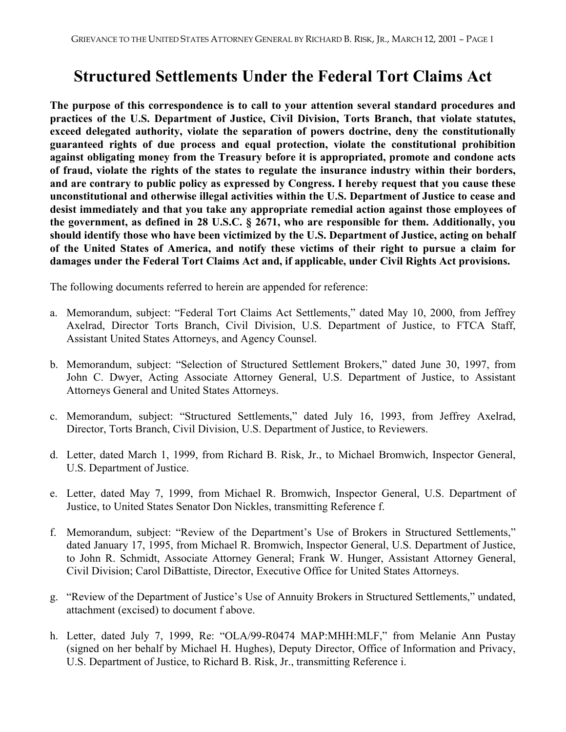# Structured Settlements Under the Federal Tort Claims Act

**The purpose of this correspondence is to call to your attention several standard procedures and practices of the U.S. Department of Justice, Civil Division, Torts Branch, that violate statutes, exceed delegated authority, violate the separation of powers doctrine, deny the constitutionally guaranteed rights of due process and equal protection, violate the constitutional prohibition against obligating money from the Treasury before it is appropriated, promote and condone acts of fraud, violate the rights of the states to regulate the insurance industry within their borders, and are contrary to public policy as expressed by Congress. I hereby request that you cause these unconstitutional and otherwise illegal activities within the U.S. Department of Justice to cease and desist immediately and that you take any appropriate remedial action against those employees of the government, as defined in 28 U.S.C. § 2671, who are responsible for them. Additionally, you should identify those who have been victimized by the U.S. Department of Justice, acting on behalf of the United States of America, and notify these victims of their right to pursue a claim for damages under the Federal Tort Claims Act and, if applicable, under Civil Rights Act provisions.**

The following documents referred to herein are appended for reference:

a. Memorandum, subject: "Federal Tort Claims Act Settlements," dated May 10, 2000, from Jeffrey Axelrad, Director Torts Branch, Civil Division, U.S. Department of Justice, to FTCA Staff, Assistant United States Attorneys, and Agency Counsel.

b. Memorandum, subject: "Selection of Structured Settlement Brokers," dated June 30, 1997, from John C. Dwyer, Acting Associate Attorney General, U.S. Department of Justice, to Assistant Attorneys General and United States Attorneys.

c. Memorandum, subject: "Structured Settlements," dated July 16, 1993, from Jeffrey Axelrad, Director, Torts Branch, Civil Division, U.S. Department of Justice, to Reviewers.

d. Letter, dated March 1, 1999, from Richard B. Risk, Jr., to Michael Bromwich, Inspector General, U.S. Department of Justice.

e. Letter, dated May 7, 1999, from Michael R. Bromwich, Inspector General, U.S. Department of Justice, to United States Senator Don Nickles, transmitting Reference f.

f. Memorandum, subject: "Review of the Department's Use of Brokers in Structured Settlements," dated January 17, 1995, from Michael R. Bromwich, Inspector General, U.S. Department of Justice, to John R. Schmidt, Associate Attorney General; Frank W. Hunger, Assistant Attorney General, Civil Division; Carol DiBattiste, Director, Executive Office for United States Attorneys.

g. "Review of the Department of Justice's Use of Annuity Brokers in Structured Settlements," undated, attachment (excised) to document f above.

h. Letter, dated July 7, 1999, Re: "OLA/99-R0474 MAP:MHH:MLF," from Melanie Ann Pustay (signed on her behalf by Michael H. Hughes), Deputy Director, Office of Information and Privacy, U.S. Department of Justice, to Richard B. Risk, Jr., transmitting Reference i.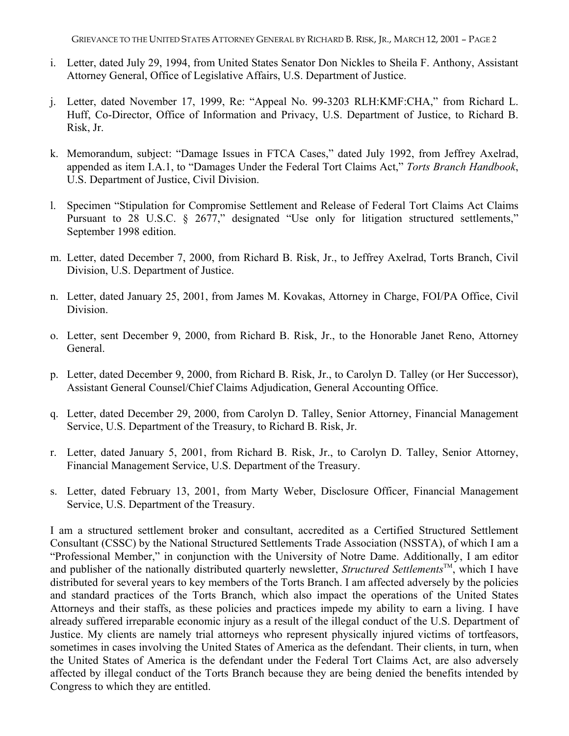i. Letter, dated July 29, 1994, from United States Senator Don Nickles to Sheila F. Anthony, Assistant Attorney General, Office of Legislative Affairs, U.S. Department of Justice.

j. Letter, dated November 17, 1999, Re: "Appeal No. 99-3203 RLH:KMF:CHA," from Richard L. Huff, Co-Director, Office of Information and Privacy, U.S. Department of Justice, to Richard B. Risk, Jr.

k. Memorandum, subject: "Damage Issues in FTCA Cases," dated July 1992, from Jeffrey Axelrad, appended as item I.A.1, to "Damages Under the Federal Tort Claims Act," *Torts Branch Handbook*, U.S. Department of Justice, Civil Division.

l. Specimen "Stipulation for Compromise Settlement and Release of Federal Tort Claims Act Claims Pursuant to 28 U.S.C. § 2677," designated "Use only for litigation structured settlements," September 1998 edition.

m. Letter, dated December 7, 2000, from Richard B. Risk, Jr., to Jeffrey Axelrad, Torts Branch, Civil Division, U.S. Department of Justice.

n. Letter, dated January 25, 2001, from James M. Kovakas, Attorney in Charge, FOI/PA Office, Civil Division.

o. Letter, sent December 9, 2000, from Richard B. Risk, Jr., to the Honorable Janet Reno, Attorney General.

p. Letter, dated December 9, 2000, from Richard B. Risk, Jr., to Carolyn D. Talley (or Her Successor), Assistant General Counsel/Chief Claims Adjudication, General Accounting Office.

q. Letter, dated December 29, 2000, from Carolyn D. Talley, Senior Attorney, Financial Management Service, U.S. Department of the Treasury, to Richard B. Risk, Jr.

r. Letter, dated January 5, 2001, from Richard B. Risk, Jr., to Carolyn D. Talley, Senior Attorney, Financial Management Service, U.S. Department of the Treasury.

s. Letter, dated February 13, 2001, from Marty Weber, Disclosure Officer, Financial Management Service, U.S. Department of the Treasury.

I am a structured settlement broker and consultant, accredited as a Certified Structured Settlement Consultant (CSSC) by the National Structured Settlements Trade Association (NSSTA), of which I am a "Professional Member," in conjunction with the University of Notre Dame. Additionally, I am editor and publisher of the nationally distributed quarterly newsletter, *Structured Settlements*™, which I have distributed for several years to key members of the Torts Branch. I am affected adversely by the policies and standard practices of the Torts Branch, which also impact the operations of the United States Attorneys and their staffs, as these policies and practices impede my ability to earn a living. I have already suffered irreparable economic injury as a result of the illegal conduct of the U.S. Department of Justice. My clients are namely trial attorneys who represent physically injured victims of tortfeasors, sometimes in cases involving the United States of America as the defendant. Their clients, in turn, when the United States of America is the defendant under the Federal Tort Claims Act, are also adversely affected by illegal conduct of the Torts Branch because they are being denied the benefits intended by Congress to which they are entitled.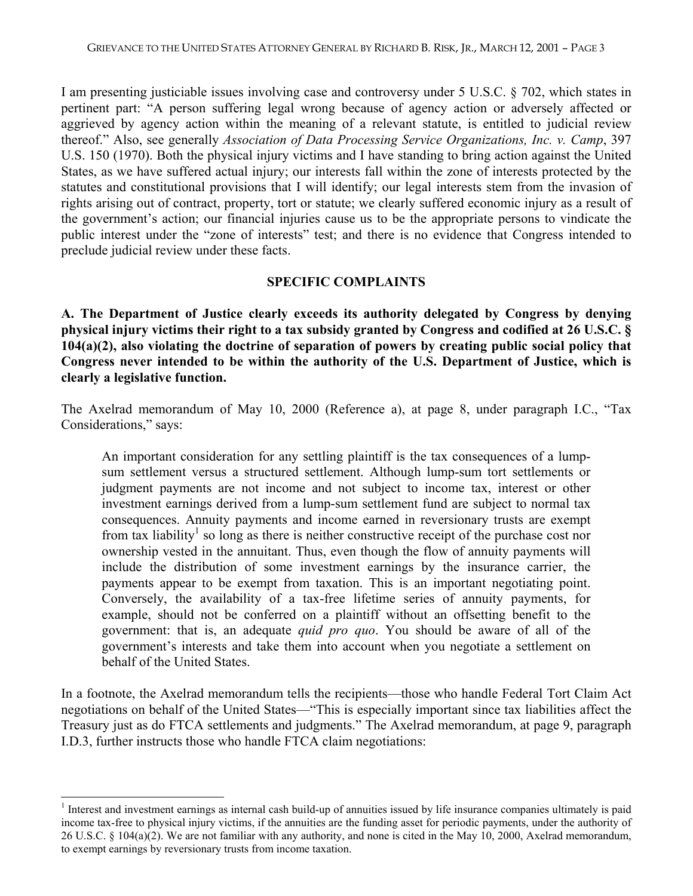I am presenting justiciable issues involving case and controversy under 5 U.S.C. § 702, which states in pertinent part: "A person suffering legal wrong because of agency action or adversely affected or aggrieved by agency action within the meaning of a relevant statute, is entitled to judicial review thereof." Also, see generally *Association of Data Processing Service Organizations, Inc. v. Camp*, 397 U.S. 150 (1970). Both the physical injury victims and I have standing to bring action against the United States, as we have suffered actual injury; our interests fall within the zone of interests protected by the statutes and constitutional provisions that I will identify; our legal interests stem from the invasion of rights arising out of contract, property, tort or statute; we clearly suffered economic injury as a result of the government's action; our financial injuries cause us to be the appropriate persons to vindicate the public interest under the "zone of interests" test; and there is no evidence that Congress intended to preclude judicial review under these facts.

## SPECIFIC COMPLAINTS

**A. The Department of Justice clearly exceeds its authority delegated by Congress by denying physical injury victims their right to a tax subsidy granted by Congress and codified at 26 U.S.C. § 104(a)(2), also violating the doctrine of separation of powers by creating public social policy that Congress never intended to be within the authority of the U.S. Department of Justice, which is clearly a legislative function.**

The Axelrad memorandum of May 10, 2000 (Reference a), at page 8, under paragraph I.C., "Tax Considerations," says:

> An important consideration for any settling plaintiff is the tax consequences of a lump-sum settlement versus a structured settlement. Although lump-sum tort settlements or judgment payments are not income and not subject to income tax, interest or other investment earnings derived from a lump-sum settlement fund are subject to normal tax consequences. Annuity payments and income earned in reversionary trusts are exempt from tax liability[1] so long as there is neither constructive receipt of the purchase cost nor ownership vested in the annuitant. Thus, even though the flow of annuity payments will include the distribution of some investment earnings by the insurance carrier, the payments appear to be exempt from taxation. This is an important negotiating point. Conversely, the availability of a tax-free lifetime series of annuity payments, for example, should not be conferred on a plaintiff without an offsetting benefit to the government: that is, an adequate *quid pro quo*. You should be aware of all of the government's interests and take them into account when you negotiate a settlement on behalf of the United States.

In a footnote, the Axelrad memorandum tells the recipients—those who handle Federal Tort Claim Act negotiations on behalf of the United States—"This is especially important since tax liabilities affect the Treasury just as do FTCA settlements and judgments." The Axelrad memorandum, at page 9, paragraph I.D.3, further instructs those who handle FTCA claim negotiations:

---

[1] Interest and investment earnings as internal cash build-up of annuities issued by life insurance companies ultimately is paid income tax-free to physical injury victims, if the annuities are the funding asset for periodic payments, under the authority of 26 U.S.C. § 104(a)(2). We are not familiar with any authority, and none is cited in the May 10, 2000, Axelrad memorandum, to exempt earnings by reversionary trusts from income taxation.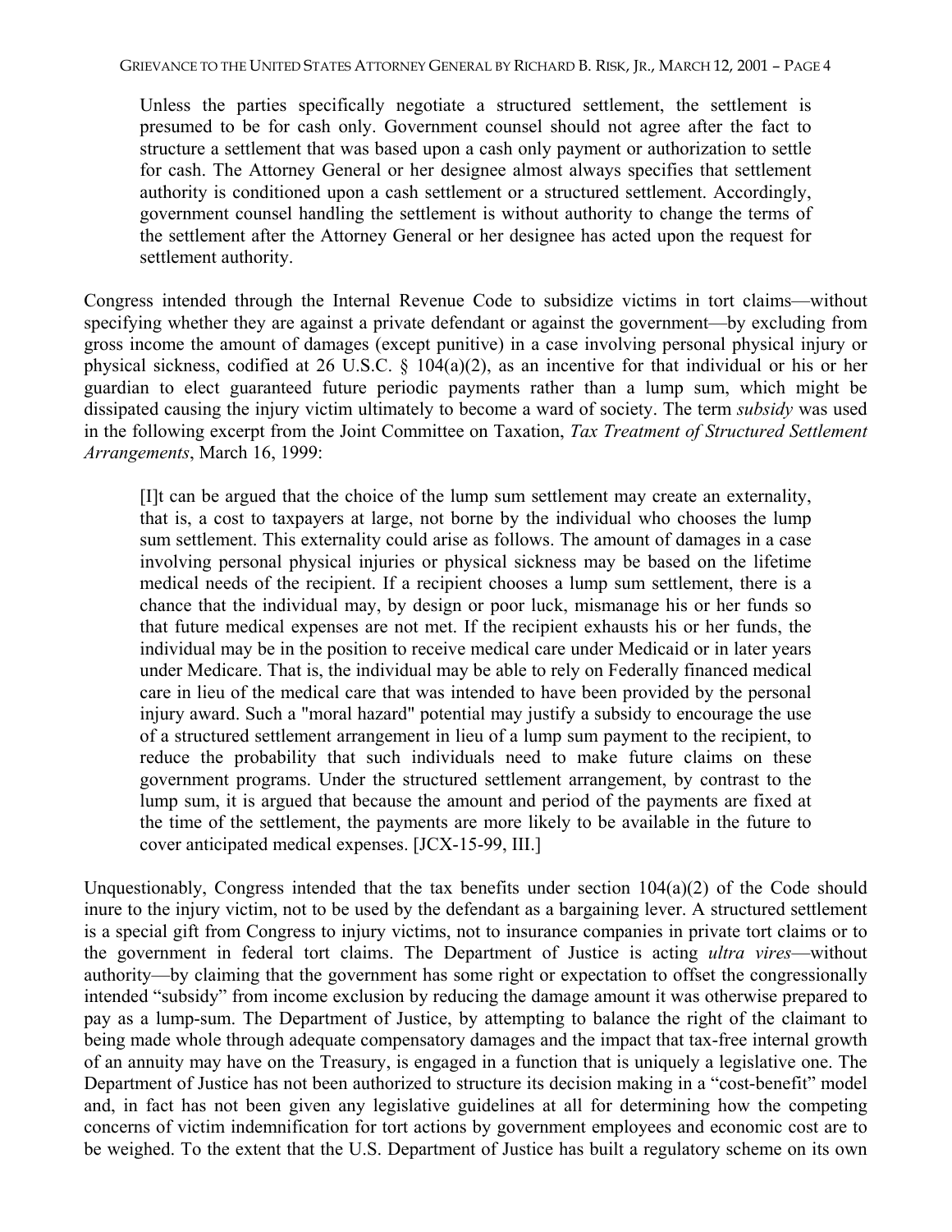> Unless the parties specifically negotiate a structured settlement, the settlement is presumed to be for cash only. Government counsel should not agree after the fact to structure a settlement that was based upon a cash only payment or authorization to settle for cash. The Attorney General or her designee almost always specifies that settlement authority is conditioned upon a cash settlement or a structured settlement. Accordingly, government counsel handling the settlement is without authority to change the terms of the settlement after the Attorney General or her designee has acted upon the request for settlement authority.

Congress intended through the Internal Revenue Code to subsidize victims in tort claims—without specifying whether they are against a private defendant or against the government—by excluding from gross income the amount of damages (except punitive) in a case involving personal physical injury or physical sickness, codified at 26 U.S.C. § 104(a)(2), as an incentive for that individual or his or her guardian to elect guaranteed future periodic payments rather than a lump sum, which might be dissipated causing the injury victim ultimately to become a ward of society. The term *subsidy* was used in the following excerpt from the Joint Committee on Taxation, *Tax Treatment of Structured Settlement Arrangements*, March 16, 1999:

> [I]t can be argued that the choice of the lump sum settlement may create an externality, that is, a cost to taxpayers at large, not borne by the individual who chooses the lump sum settlement. This externality could arise as follows. The amount of damages in a case involving personal physical injuries or physical sickness may be based on the lifetime medical needs of the recipient. If a recipient chooses a lump sum settlement, there is a chance that the individual may, by design or poor luck, mismanage his or her funds so that future medical expenses are not met. If the recipient exhausts his or her funds, the individual may be in the position to receive medical care under Medicaid or in later years under Medicare. That is, the individual may be able to rely on Federally financed medical care in lieu of the medical care that was intended to have been provided by the personal injury award. Such a "moral hazard" potential may justify a subsidy to encourage the use of a structured settlement arrangement in lieu of a lump sum payment to the recipient, to reduce the probability that such individuals need to make future claims on these government programs. Under the structured settlement arrangement, by contrast to the lump sum, it is argued that because the amount and period of the payments are fixed at the time of the settlement, the payments are more likely to be available in the future to cover anticipated medical expenses. [JCX-15-99, III.]

Unquestionably, Congress intended that the tax benefits under section 104(a)(2) of the Code should inure to the injury victim, not to be used by the defendant as a bargaining lever. A structured settlement is a special gift from Congress to injury victims, not to insurance companies in private tort claims or to the government in federal tort claims. The Department of Justice is acting *ultra vires*—without authority—by claiming that the government has some right or expectation to offset the congressionally intended "subsidy" from income exclusion by reducing the damage amount it was otherwise prepared to pay as a lump-sum. The Department of Justice, by attempting to balance the right of the claimant to being made whole through adequate compensatory damages and the impact that tax-free internal growth of an annuity may have on the Treasury, is engaged in a function that is uniquely a legislative one. The Department of Justice has not been authorized to structure its decision making in a "cost-benefit" model and, in fact has not been given any legislative guidelines at all for determining how the competing concerns of victim indemnification for tort actions by government employees and economic cost are to be weighed. To the extent that the U.S. Department of Justice has built a regulatory scheme on its own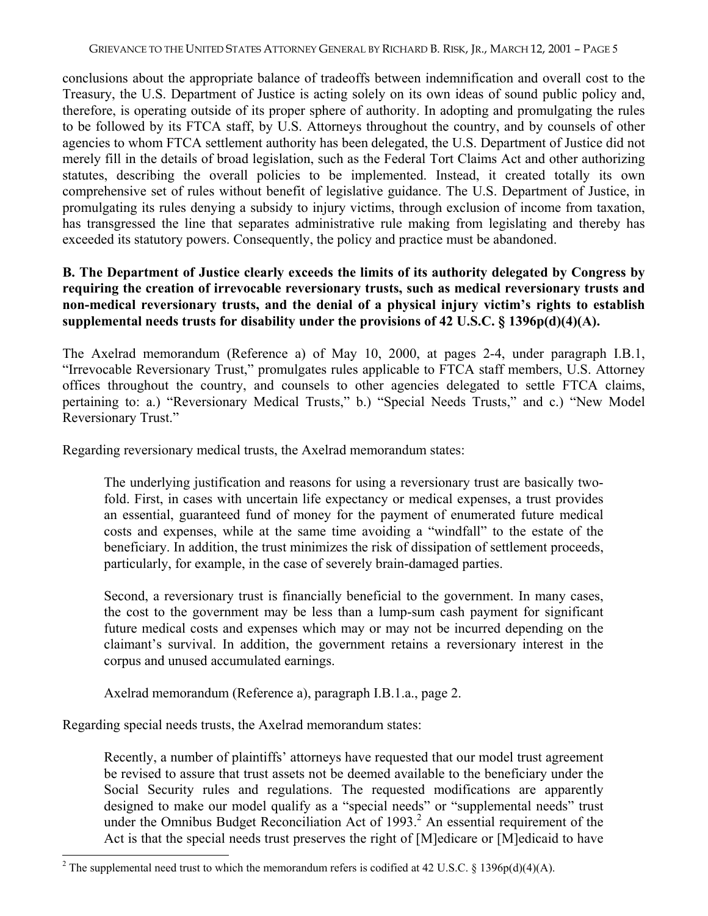conclusions about the appropriate balance of tradeoffs between indemnification and overall cost to the Treasury, the U.S. Department of Justice is acting solely on its own ideas of sound public policy and, therefore, is operating outside of its proper sphere of authority. In adopting and promulgating the rules to be followed by its FTCA staff, by U.S. Attorneys throughout the country, and by counsels of other agencies to whom FTCA settlement authority has been delegated, the U.S. Department of Justice did not merely fill in the details of broad legislation, such as the Federal Tort Claims Act and other authorizing statutes, describing the overall policies to be implemented. Instead, it created totally its own comprehensive set of rules without benefit of legislative guidance. The U.S. Department of Justice, in promulgating its rules denying a subsidy to injury victims, through exclusion of income from taxation, has transgressed the line that separates administrative rule making from legislating and thereby has exceeded its statutory powers. Consequently, the policy and practice must be abandoned.

**B. The Department of Justice clearly exceeds the limits of its authority delegated by Congress by requiring the creation of irrevocable reversionary trusts, such as medical reversionary trusts and non-medical reversionary trusts, and the denial of a physical injury victim's rights to establish supplemental needs trusts for disability under the provisions of 42 U.S.C. § 1396p(d)(4)(A).**

The Axelrad memorandum (Reference a) of May 10, 2000, at pages 2-4, under paragraph I.B.1, "Irrevocable Reversionary Trust," promulgates rules applicable to FTCA staff members, U.S. Attorney offices throughout the country, and counsels to other agencies delegated to settle FTCA claims, pertaining to: a.) "Reversionary Medical Trusts," b.) "Special Needs Trusts," and c.) "New Model Reversionary Trust."

Regarding reversionary medical trusts, the Axelrad memorandum states:

> The underlying justification and reasons for using a reversionary trust are basically two-fold. First, in cases with uncertain life expectancy or medical expenses, a trust provides an essential, guaranteed fund of money for the payment of enumerated future medical costs and expenses, while at the same time avoiding a "windfall" to the estate of the beneficiary. In addition, the trust minimizes the risk of dissipation of settlement proceeds, particularly, for example, in the case of severely brain-damaged parties.
>
> Second, a reversionary trust is financially beneficial to the government. In many cases, the cost to the government may be less than a lump-sum cash payment for significant future medical costs and expenses which may or may not be incurred depending on the claimant's survival. In addition, the government retains a reversionary interest in the corpus and unused accumulated earnings.
>
> Axelrad memorandum (Reference a), paragraph I.B.1.a., page 2.

Regarding special needs trusts, the Axelrad memorandum states:

> Recently, a number of plaintiffs' attorneys have requested that our model trust agreement be revised to assure that trust assets not be deemed available to the beneficiary under the Social Security rules and regulations. The requested modifications are apparently designed to make our model qualify as a "special needs" or "supplemental needs" trust under the Omnibus Budget Reconciliation Act of 1993.[2] An essential requirement of the Act is that the special needs trust preserves the right of [M]edicare or [M]edicaid to have

[2] The supplemental need trust to which the memorandum refers is codified at 42 U.S.C. § 1396p(d)(4)(A).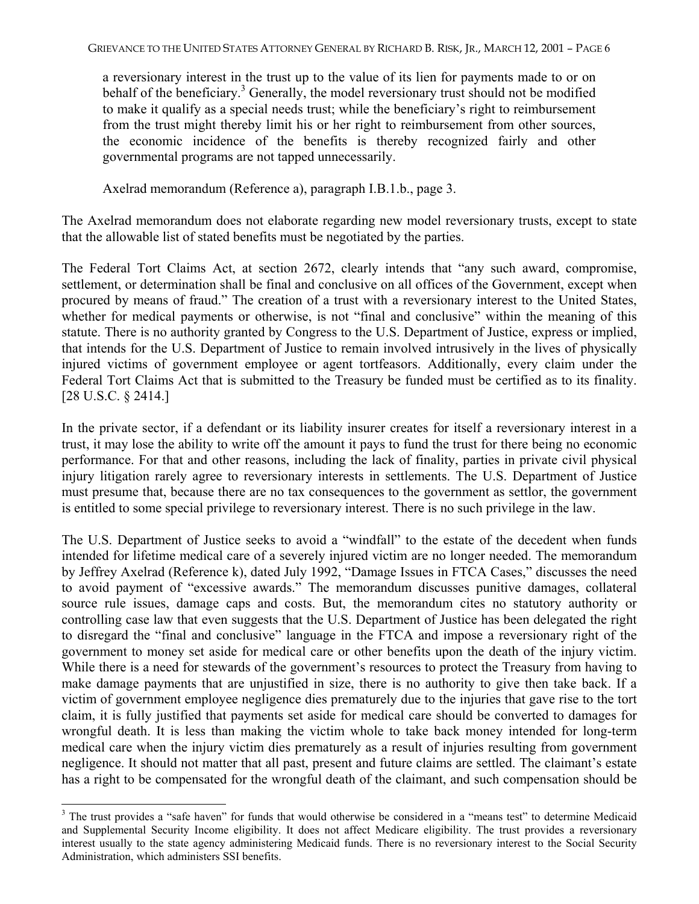a reversionary interest in the trust up to the value of its lien for payments made to or on behalf of the beneficiary.[3] Generally, the model reversionary trust should not be modified to make it qualify as a special needs trust; while the beneficiary's right to reimbursement from the trust might thereby limit his or her right to reimbursement from other sources, the economic incidence of the benefits is thereby recognized fairly and other governmental programs are not tapped unnecessarily.

> Axelrad memorandum (Reference a), paragraph I.B.1.b., page 3.

The Axelrad memorandum does not elaborate regarding new model reversionary trusts, except to state that the allowable list of stated benefits must be negotiated by the parties.

The Federal Tort Claims Act, at section 2672, clearly intends that "any such award, compromise, settlement, or determination shall be final and conclusive on all offices of the Government, except when procured by means of fraud." The creation of a trust with a reversionary interest to the United States, whether for medical payments or otherwise, is not "final and conclusive" within the meaning of this statute. There is no authority granted by Congress to the U.S. Department of Justice, express or implied, that intends for the U.S. Department of Justice to remain involved intrusively in the lives of physically injured victims of government employee or agent tortfeasors. Additionally, every claim under the Federal Tort Claims Act that is submitted to the Treasury be funded must be certified as to its finality. [28 U.S.C. § 2414.]

In the private sector, if a defendant or its liability insurer creates for itself a reversionary interest in a trust, it may lose the ability to write off the amount it pays to fund the trust for there being no economic performance. For that and other reasons, including the lack of finality, parties in private civil physical injury litigation rarely agree to reversionary interests in settlements. The U.S. Department of Justice must presume that, because there are no tax consequences to the government as settlor, the government is entitled to some special privilege to reversionary interest. There is no such privilege in the law.

The U.S. Department of Justice seeks to avoid a "windfall" to the estate of the decedent when funds intended for lifetime medical care of a severely injured victim are no longer needed. The memorandum by Jeffrey Axelrad (Reference k), dated July 1992, "Damage Issues in FTCA Cases," discusses the need to avoid payment of "excessive awards." The memorandum discusses punitive damages, collateral source rule issues, damage caps and costs. But, the memorandum cites no statutory authority or controlling case law that even suggests that the U.S. Department of Justice has been delegated the right to disregard the "final and conclusive" language in the FTCA and impose a reversionary right of the government to money set aside for medical care or other benefits upon the death of the injury victim. While there is a need for stewards of the government's resources to protect the Treasury from having to make damage payments that are unjustified in size, there is no authority to give then take back. If a victim of government employee negligence dies prematurely due to the injuries that gave rise to the tort claim, it is fully justified that payments set aside for medical care should be converted to damages for wrongful death. It is less than making the victim whole to take back money intended for long-term medical care when the injury victim dies prematurely as a result of injuries resulting from government negligence. It should not matter that all past, present and future claims are settled. The claimant's estate has a right to be compensated for the wrongful death of the claimant, and such compensation should be

---

[3] The trust provides a "safe haven" for funds that would otherwise be considered in a "means test" to determine Medicaid and Supplemental Security Income eligibility. It does not affect Medicare eligibility. The trust provides a reversionary interest usually to the state agency administering Medicaid funds. There is no reversionary interest to the Social Security Administration, which administers SSI benefits.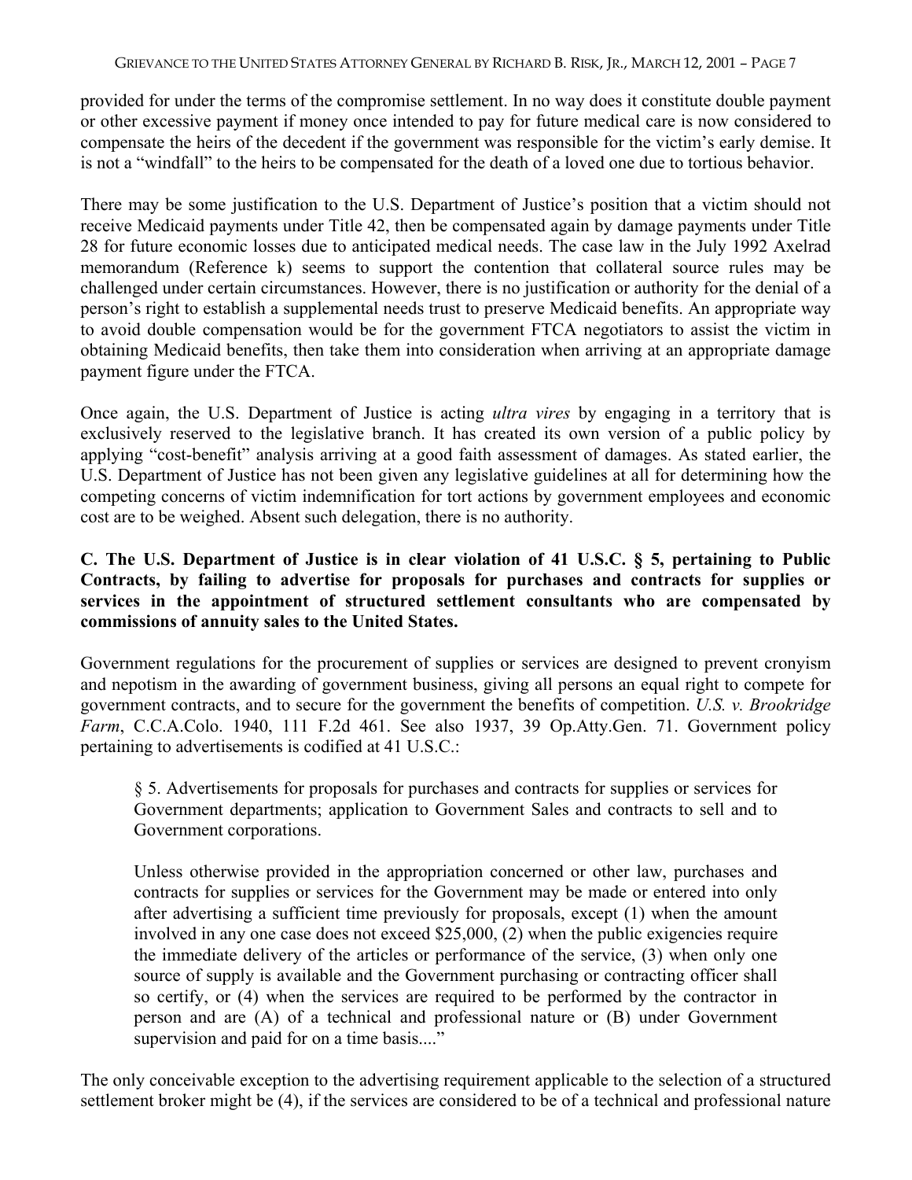provided for under the terms of the compromise settlement. In no way does it constitute double payment or other excessive payment if money once intended to pay for future medical care is now considered to compensate the heirs of the decedent if the government was responsible for the victim's early demise. It is not a "windfall" to the heirs to be compensated for the death of a loved one due to tortious behavior.

There may be some justification to the U.S. Department of Justice's position that a victim should not receive Medicaid payments under Title 42, then be compensated again by damage payments under Title 28 for future economic losses due to anticipated medical needs. The case law in the July 1992 Axelrad memorandum (Reference k) seems to support the contention that collateral source rules may be challenged under certain circumstances. However, there is no justification or authority for the denial of a person's right to establish a supplemental needs trust to preserve Medicaid benefits. An appropriate way to avoid double compensation would be for the government FTCA negotiators to assist the victim in obtaining Medicaid benefits, then take them into consideration when arriving at an appropriate damage payment figure under the FTCA.

Once again, the U.S. Department of Justice is acting *ultra vires* by engaging in a territory that is exclusively reserved to the legislative branch. It has created its own version of a public policy by applying "cost-benefit" analysis arriving at a good faith assessment of damages. As stated earlier, the U.S. Department of Justice has not been given any legislative guidelines at all for determining how the competing concerns of victim indemnification for tort actions by government employees and economic cost are to be weighed. Absent such delegation, there is no authority.

**C. The U.S. Department of Justice is in clear violation of 41 U.S.C. § 5, pertaining to Public Contracts, by failing to advertise for proposals for purchases and contracts for supplies or services in the appointment of structured settlement consultants who are compensated by commissions of annuity sales to the United States.**

Government regulations for the procurement of supplies or services are designed to prevent cronyism and nepotism in the awarding of government business, giving all persons an equal right to compete for government contracts, and to secure for the government the benefits of competition. *U.S. v. Brookridge Farm*, C.C.A.Colo. 1940, 111 F.2d 461. See also 1937, 39 Op.Atty.Gen. 71. Government policy pertaining to advertisements is codified at 41 U.S.C.:

> § 5. Advertisements for proposals for purchases and contracts for supplies or services for Government departments; application to Government Sales and contracts to sell and to Government corporations.
>
> Unless otherwise provided in the appropriation concerned or other law, purchases and contracts for supplies or services for the Government may be made or entered into only after advertising a sufficient time previously for proposals, except (1) when the amount involved in any one case does not exceed $25,000, (2) when the public exigencies require the immediate delivery of the articles or performance of the service, (3) when only one source of supply is available and the Government purchasing or contracting officer shall so certify, or (4) when the services are required to be performed by the contractor in person and are (A) of a technical and professional nature or (B) under Government supervision and paid for on a time basis...."

The only conceivable exception to the advertising requirement applicable to the selection of a structured settlement broker might be (4), if the services are considered to be of a technical and professional nature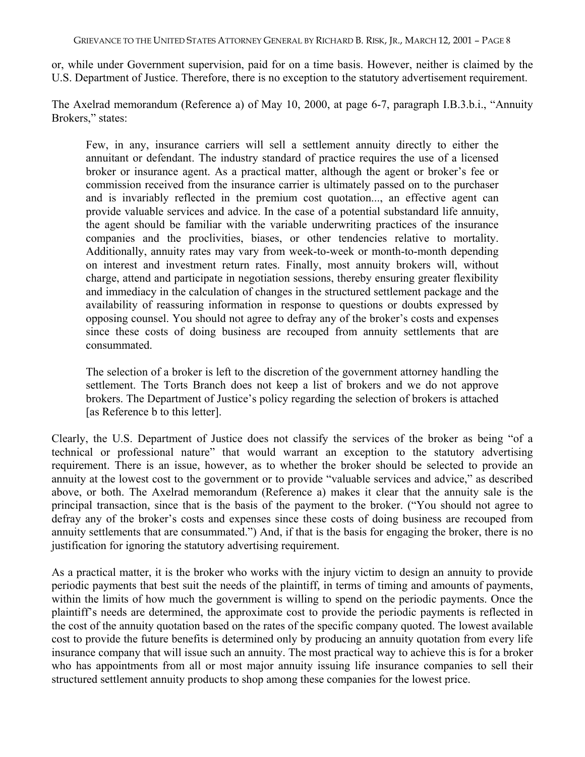or, while under Government supervision, paid for on a time basis. However, neither is claimed by the U.S. Department of Justice. Therefore, there is no exception to the statutory advertisement requirement.

The Axelrad memorandum (Reference a) of May 10, 2000, at page 6-7, paragraph I.B.3.b.i., "Annuity Brokers," states:

> Few, in any, insurance carriers will sell a settlement annuity directly to either the annuitant or defendant. The industry standard of practice requires the use of a licensed broker or insurance agent. As a practical matter, although the agent or broker's fee or commission received from the insurance carrier is ultimately passed on to the purchaser and is invariably reflected in the premium cost quotation..., an effective agent can provide valuable services and advice. In the case of a potential substandard life annuity, the agent should be familiar with the variable underwriting practices of the insurance companies and the proclivities, biases, or other tendencies relative to mortality. Additionally, annuity rates may vary from week-to-week or month-to-month depending on interest and investment return rates. Finally, most annuity brokers will, without charge, attend and participate in negotiation sessions, thereby ensuring greater flexibility and immediacy in the calculation of changes in the structured settlement package and the availability of reassuring information in response to questions or doubts expressed by opposing counsel. You should not agree to defray any of the broker's costs and expenses since these costs of doing business are recouped from annuity settlements that are consummated.
>
> The selection of a broker is left to the discretion of the government attorney handling the settlement. The Torts Branch does not keep a list of brokers and we do not approve brokers. The Department of Justice's policy regarding the selection of brokers is attached [as Reference b to this letter].

Clearly, the U.S. Department of Justice does not classify the services of the broker as being "of a technical or professional nature" that would warrant an exception to the statutory advertising requirement. There is an issue, however, as to whether the broker should be selected to provide an annuity at the lowest cost to the government or to provide "valuable services and advice," as described above, or both. The Axelrad memorandum (Reference a) makes it clear that the annuity sale is the principal transaction, since that is the basis of the payment to the broker. ("You should not agree to defray any of the broker's costs and expenses since these costs of doing business are recouped from annuity settlements that are consummated.") And, if that is the basis for engaging the broker, there is no justification for ignoring the statutory advertising requirement.

As a practical matter, it is the broker who works with the injury victim to design an annuity to provide periodic payments that best suit the needs of the plaintiff, in terms of timing and amounts of payments, within the limits of how much the government is willing to spend on the periodic payments. Once the plaintiff's needs are determined, the approximate cost to provide the periodic payments is reflected in the cost of the annuity quotation based on the rates of the specific company quoted. The lowest available cost to provide the future benefits is determined only by producing an annuity quotation from every life insurance company that will issue such an annuity. The most practical way to achieve this is for a broker who has appointments from all or most major annuity issuing life insurance companies to sell their structured settlement annuity products to shop among these companies for the lowest price.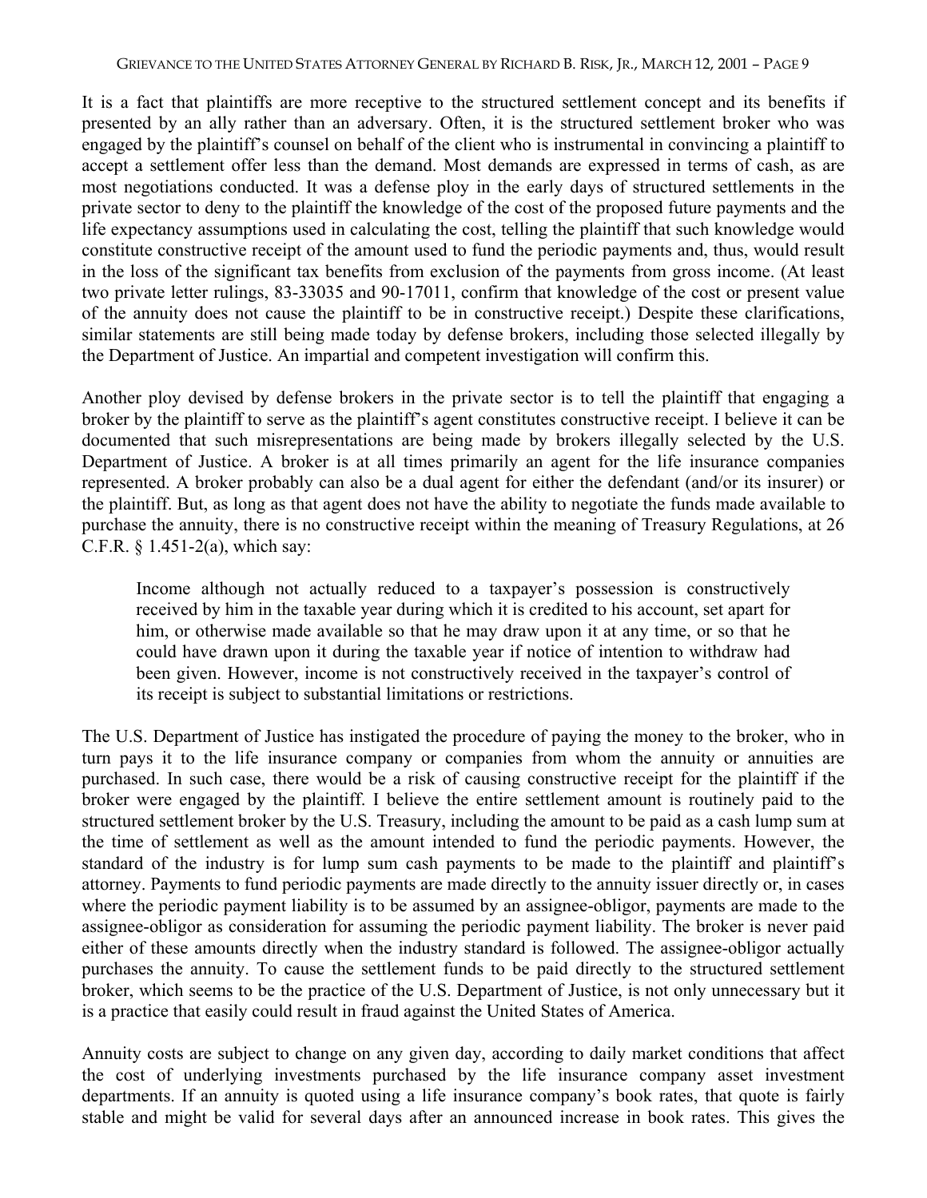It is a fact that plaintiffs are more receptive to the structured settlement concept and its benefits if presented by an ally rather than an adversary. Often, it is the structured settlement broker who was engaged by the plaintiff's counsel on behalf of the client who is instrumental in convincing a plaintiff to accept a settlement offer less than the demand. Most demands are expressed in terms of cash, as are most negotiations conducted. It was a defense ploy in the early days of structured settlements in the private sector to deny to the plaintiff the knowledge of the cost of the proposed future payments and the life expectancy assumptions used in calculating the cost, telling the plaintiff that such knowledge would constitute constructive receipt of the amount used to fund the periodic payments and, thus, would result in the loss of the significant tax benefits from exclusion of the payments from gross income. (At least two private letter rulings, 83-33035 and 90-17011, confirm that knowledge of the cost or present value of the annuity does not cause the plaintiff to be in constructive receipt.) Despite these clarifications, similar statements are still being made today by defense brokers, including those selected illegally by the Department of Justice. An impartial and competent investigation will confirm this.

Another ploy devised by defense brokers in the private sector is to tell the plaintiff that engaging a broker by the plaintiff to serve as the plaintiff's agent constitutes constructive receipt. I believe it can be documented that such misrepresentations are being made by brokers illegally selected by the U.S. Department of Justice. A broker is at all times primarily an agent for the life insurance companies represented. A broker probably can also be a dual agent for either the defendant (and/or its insurer) or the plaintiff. But, as long as that agent does not have the ability to negotiate the funds made available to purchase the annuity, there is no constructive receipt within the meaning of Treasury Regulations, at 26 C.F.R. § 1.451-2(a), which say:

> Income although not actually reduced to a taxpayer's possession is constructively received by him in the taxable year during which it is credited to his account, set apart for him, or otherwise made available so that he may draw upon it at any time, or so that he could have drawn upon it during the taxable year if notice of intention to withdraw had been given. However, income is not constructively received in the taxpayer's control of its receipt is subject to substantial limitations or restrictions.

The U.S. Department of Justice has instigated the procedure of paying the money to the broker, who in turn pays it to the life insurance company or companies from whom the annuity or annuities are purchased. In such case, there would be a risk of causing constructive receipt for the plaintiff if the broker were engaged by the plaintiff. I believe the entire settlement amount is routinely paid to the structured settlement broker by the U.S. Treasury, including the amount to be paid as a cash lump sum at the time of settlement as well as the amount intended to fund the periodic payments. However, the standard of the industry is for lump sum cash payments to be made to the plaintiff and plaintiff's attorney. Payments to fund periodic payments are made directly to the annuity issuer directly or, in cases where the periodic payment liability is to be assumed by an assignee-obligor, payments are made to the assignee-obligor as consideration for assuming the periodic payment liability. The broker is never paid either of these amounts directly when the industry standard is followed. The assignee-obligor actually purchases the annuity. To cause the settlement funds to be paid directly to the structured settlement broker, which seems to be the practice of the U.S. Department of Justice, is not only unnecessary but it is a practice that easily could result in fraud against the United States of America.

Annuity costs are subject to change on any given day, according to daily market conditions that affect the cost of underlying investments purchased by the life insurance company asset investment departments. If an annuity is quoted using a life insurance company's book rates, that quote is fairly stable and might be valid for several days after an announced increase in book rates. This gives the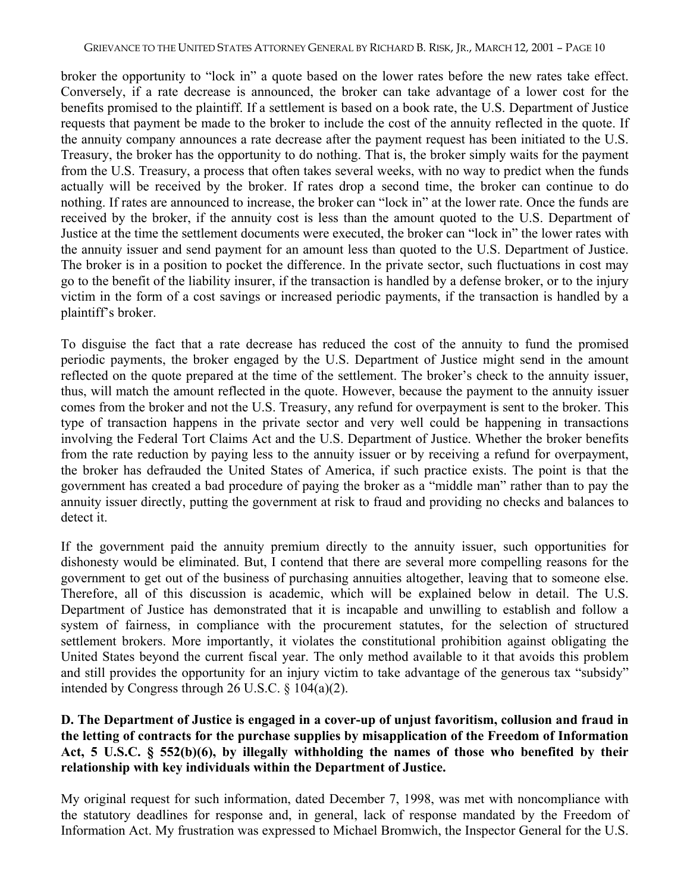broker the opportunity to "lock in" a quote based on the lower rates before the new rates take effect. Conversely, if a rate decrease is announced, the broker can take advantage of a lower cost for the benefits promised to the plaintiff. If a settlement is based on a book rate, the U.S. Department of Justice requests that payment be made to the broker to include the cost of the annuity reflected in the quote. If the annuity company announces a rate decrease after the payment request has been initiated to the U.S. Treasury, the broker has the opportunity to do nothing. That is, the broker simply waits for the payment from the U.S. Treasury, a process that often takes several weeks, with no way to predict when the funds actually will be received by the broker. If rates drop a second time, the broker can continue to do nothing. If rates are announced to increase, the broker can "lock in" at the lower rate. Once the funds are received by the broker, if the annuity cost is less than the amount quoted to the U.S. Department of Justice at the time the settlement documents were executed, the broker can "lock in" the lower rates with the annuity issuer and send payment for an amount less than quoted to the U.S. Department of Justice. The broker is in a position to pocket the difference. In the private sector, such fluctuations in cost may go to the benefit of the liability insurer, if the transaction is handled by a defense broker, or to the injury victim in the form of a cost savings or increased periodic payments, if the transaction is handled by a plaintiff's broker.

To disguise the fact that a rate decrease has reduced the cost of the annuity to fund the promised periodic payments, the broker engaged by the U.S. Department of Justice might send in the amount reflected on the quote prepared at the time of the settlement. The broker's check to the annuity issuer, thus, will match the amount reflected in the quote. However, because the payment to the annuity issuer comes from the broker and not the U.S. Treasury, any refund for overpayment is sent to the broker. This type of transaction happens in the private sector and very well could be happening in transactions involving the Federal Tort Claims Act and the U.S. Department of Justice. Whether the broker benefits from the rate reduction by paying less to the annuity issuer or by receiving a refund for overpayment, the broker has defrauded the United States of America, if such practice exists. The point is that the government has created a bad procedure of paying the broker as a "middle man" rather than to pay the annuity issuer directly, putting the government at risk to fraud and providing no checks and balances to detect it.

If the government paid the annuity premium directly to the annuity issuer, such opportunities for dishonesty would be eliminated. But, I contend that there are several more compelling reasons for the government to get out of the business of purchasing annuities altogether, leaving that to someone else. Therefore, all of this discussion is academic, which will be explained below in detail. The U.S. Department of Justice has demonstrated that it is incapable and unwilling to establish and follow a system of fairness, in compliance with the procurement statutes, for the selection of structured settlement brokers. More importantly, it violates the constitutional prohibition against obligating the United States beyond the current fiscal year. The only method available to it that avoids this problem and still provides the opportunity for an injury victim to take advantage of the generous tax "subsidy" intended by Congress through 26 U.S.C. § 104(a)(2).

**D. The Department of Justice is engaged in a cover-up of unjust favoritism, collusion and fraud in the letting of contracts for the purchase supplies by misapplication of the Freedom of Information Act, 5 U.S.C. § 552(b)(6), by illegally withholding the names of those who benefited by their relationship with key individuals within the Department of Justice.**

My original request for such information, dated December 7, 1998, was met with noncompliance with the statutory deadlines for response and, in general, lack of response mandated by the Freedom of Information Act. My frustration was expressed to Michael Bromwich, the Inspector General for the U.S.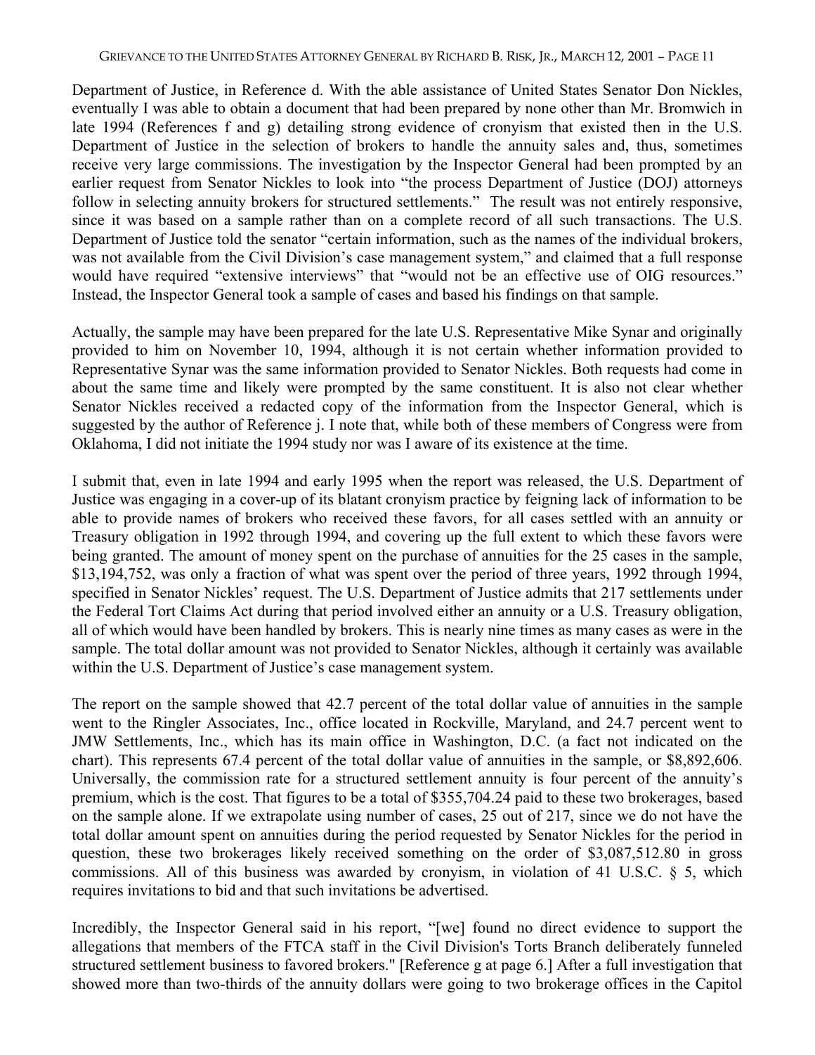Department of Justice, in Reference d. With the able assistance of United States Senator Don Nickles, eventually I was able to obtain a document that had been prepared by none other than Mr. Bromwich in late 1994 (References f and g) detailing strong evidence of cronyism that existed then in the U.S. Department of Justice in the selection of brokers to handle the annuity sales and, thus, sometimes receive very large commissions. The investigation by the Inspector General had been prompted by an earlier request from Senator Nickles to look into "the process Department of Justice (DOJ) attorneys follow in selecting annuity brokers for structured settlements." The result was not entirely responsive, since it was based on a sample rather than on a complete record of all such transactions. The U.S. Department of Justice told the senator "certain information, such as the names of the individual brokers, was not available from the Civil Division's case management system," and claimed that a full response would have required "extensive interviews" that "would not be an effective use of OIG resources." Instead, the Inspector General took a sample of cases and based his findings on that sample.

Actually, the sample may have been prepared for the late U.S. Representative Mike Synar and originally provided to him on November 10, 1994, although it is not certain whether information provided to Representative Synar was the same information provided to Senator Nickles. Both requests had come in about the same time and likely were prompted by the same constituent. It is also not clear whether Senator Nickles received a redacted copy of the information from the Inspector General, which is suggested by the author of Reference j. I note that, while both of these members of Congress were from Oklahoma, I did not initiate the 1994 study nor was I aware of its existence at the time.

I submit that, even in late 1994 and early 1995 when the report was released, the U.S. Department of Justice was engaging in a cover-up of its blatant cronyism practice by feigning lack of information to be able to provide names of brokers who received these favors, for all cases settled with an annuity or Treasury obligation in 1992 through 1994, and covering up the full extent to which these favors were being granted. The amount of money spent on the purchase of annuities for the 25 cases in the sample, $13,194,752, was only a fraction of what was spent over the period of three years, 1992 through 1994, specified in Senator Nickles' request. The U.S. Department of Justice admits that 217 settlements under the Federal Tort Claims Act during that period involved either an annuity or a U.S. Treasury obligation, all of which would have been handled by brokers. This is nearly nine times as many cases as were in the sample. The total dollar amount was not provided to Senator Nickles, although it certainly was available within the U.S. Department of Justice's case management system.

The report on the sample showed that 42.7 percent of the total dollar value of annuities in the sample went to the Ringler Associates, Inc., office located in Rockville, Maryland, and 24.7 percent went to JMW Settlements, Inc., which has its main office in Washington, D.C. (a fact not indicated on the chart). This represents 67.4 percent of the total dollar value of annuities in the sample, or $8,892,606. Universally, the commission rate for a structured settlement annuity is four percent of the annuity's premium, which is the cost. That figures to be a total of $355,704.24 paid to these two brokerages, based on the sample alone. If we extrapolate using number of cases, 25 out of 217, since we do not have the total dollar amount spent on annuities during the period requested by Senator Nickles for the period in question, these two brokerages likely received something on the order of $3,087,512.80 in gross commissions. All of this business was awarded by cronyism, in violation of 41 U.S.C. § 5, which requires invitations to bid and that such invitations be advertised.

Incredibly, the Inspector General said in his report, "[we] found no direct evidence to support the allegations that members of the FTCA staff in the Civil Division's Torts Branch deliberately funneled structured settlement business to favored brokers." [Reference g at page 6.] After a full investigation that showed more than two-thirds of the annuity dollars were going to two brokerage offices in the Capitol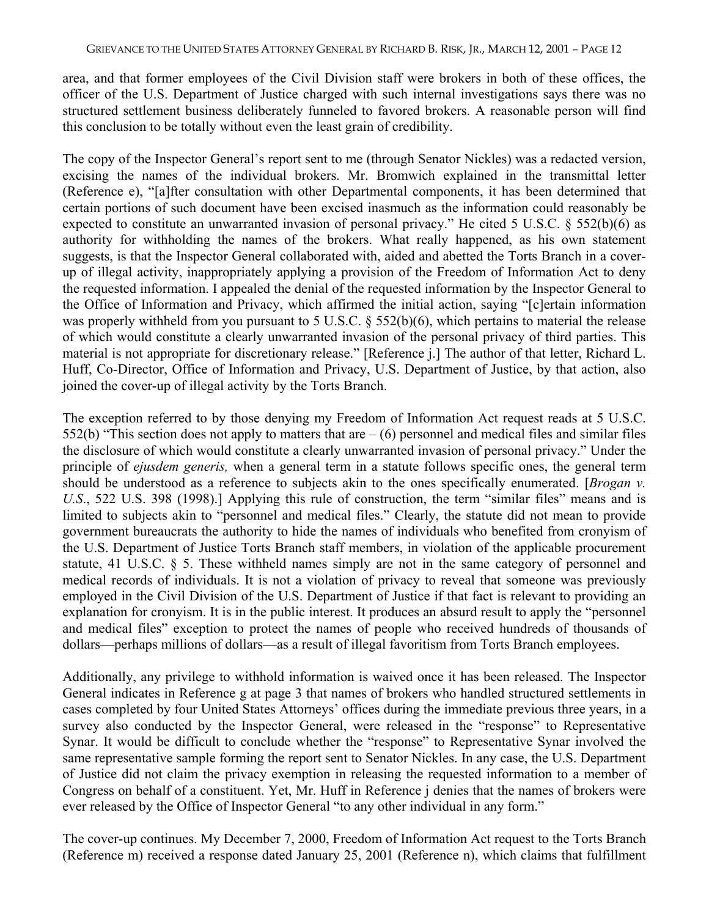area, and that former employees of the Civil Division staff were brokers in both of these offices, the officer of the U.S. Department of Justice charged with such internal investigations says there was no structured settlement business deliberately funneled to favored brokers. A reasonable person will find this conclusion to be totally without even the least grain of credibility.

The copy of the Inspector General's report sent to me (through Senator Nickles) was a redacted version, excising the names of the individual brokers. Mr. Bromwich explained in the transmittal letter (Reference e), "[a]fter consultation with other Departmental components, it has been determined that certain portions of such document have been excised inasmuch as the information could reasonably be expected to constitute an unwarranted invasion of personal privacy." He cited 5 U.S.C. § 552(b)(6) as authority for withholding the names of the brokers. What really happened, as his own statement suggests, is that the Inspector General collaborated with, aided and abetted the Torts Branch in a cover-up of illegal activity, inappropriately applying a provision of the Freedom of Information Act to deny the requested information. I appealed the denial of the requested information by the Inspector General to the Office of Information and Privacy, which affirmed the initial action, saying "[c]ertain information was properly withheld from you pursuant to 5 U.S.C. § 552(b)(6), which pertains to material the release of which would constitute a clearly unwarranted invasion of the personal privacy of third parties. This material is not appropriate for discretionary release." [Reference j.] The author of that letter, Richard L. Huff, Co-Director, Office of Information and Privacy, U.S. Department of Justice, by that action, also joined the cover-up of illegal activity by the Torts Branch.

The exception referred to by those denying my Freedom of Information Act request reads at 5 U.S.C. 552(b) "This section does not apply to matters that are – (6) personnel and medical files and similar files the disclosure of which would constitute a clearly unwarranted invasion of personal privacy." Under the principle of *ejusdem generis,* when a general term in a statute follows specific ones, the general term should be understood as a reference to subjects akin to the ones specifically enumerated. [*Brogan v. U.S.*, 522 U.S. 398 (1998).] Applying this rule of construction, the term "similar files" means and is limited to subjects akin to "personnel and medical files." Clearly, the statute did not mean to provide government bureaucrats the authority to hide the names of individuals who benefited from cronyism of the U.S. Department of Justice Torts Branch staff members, in violation of the applicable procurement statute, 41 U.S.C. § 5. These withheld names simply are not in the same category of personnel and medical records of individuals. It is not a violation of privacy to reveal that someone was previously employed in the Civil Division of the U.S. Department of Justice if that fact is relevant to providing an explanation for cronyism. It is in the public interest. It produces an absurd result to apply the "personnel and medical files" exception to protect the names of people who received hundreds of thousands of dollars—perhaps millions of dollars—as a result of illegal favoritism from Torts Branch employees.

Additionally, any privilege to withhold information is waived once it has been released. The Inspector General indicates in Reference g at page 3 that names of brokers who handled structured settlements in cases completed by four United States Attorneys' offices during the immediate previous three years, in a survey also conducted by the Inspector General, were released in the "response" to Representative Synar. It would be difficult to conclude whether the "response" to Representative Synar involved the same representative sample forming the report sent to Senator Nickles. In any case, the U.S. Department of Justice did not claim the privacy exemption in releasing the requested information to a member of Congress on behalf of a constituent. Yet, Mr. Huff in Reference j denies that the names of brokers were ever released by the Office of Inspector General "to any other individual in any form."

The cover-up continues. My December 7, 2000, Freedom of Information Act request to the Torts Branch (Reference m) received a response dated January 25, 2001 (Reference n), which claims that fulfillment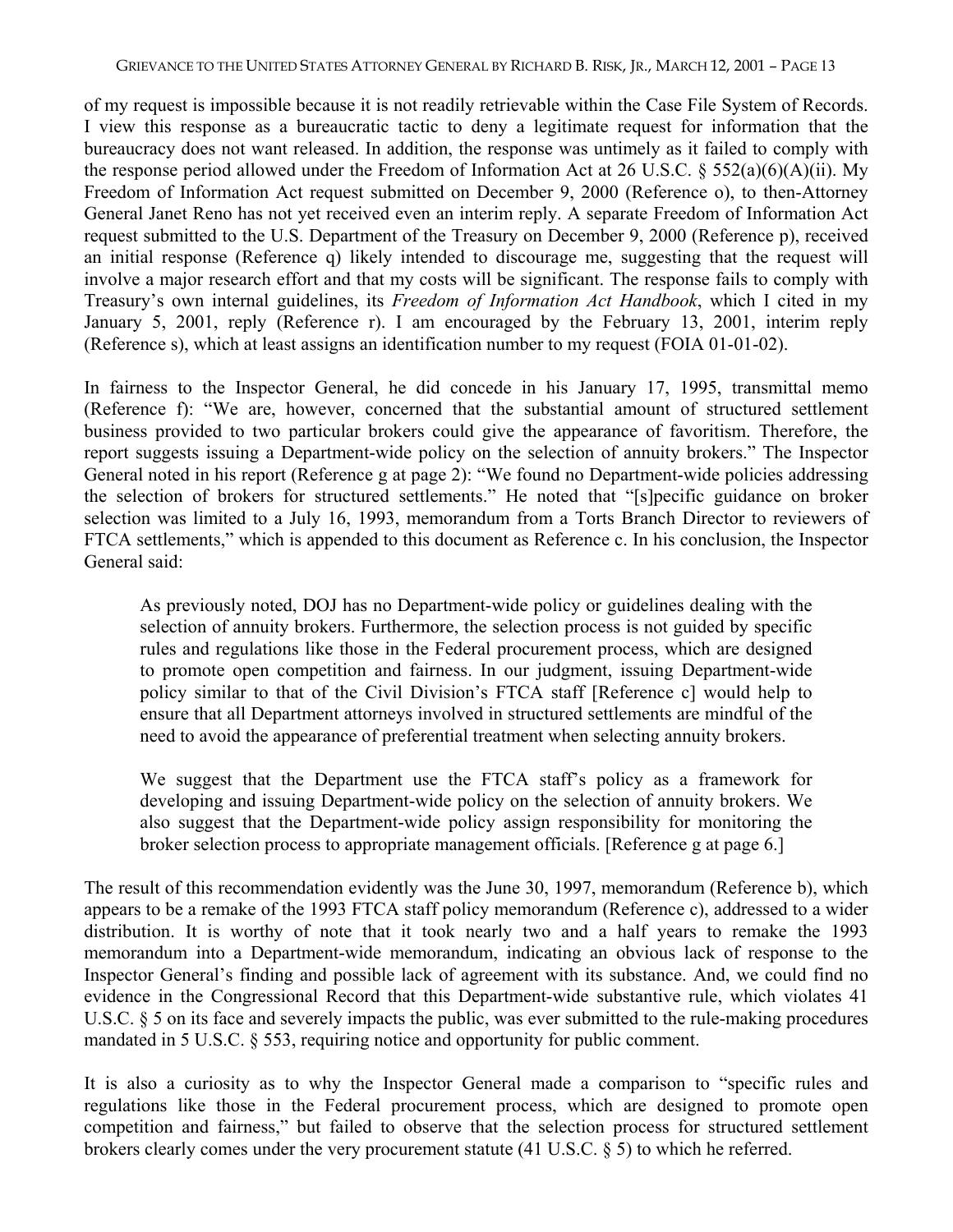of my request is impossible because it is not readily retrievable within the Case File System of Records. I view this response as a bureaucratic tactic to deny a legitimate request for information that the bureaucracy does not want released. In addition, the response was untimely as it failed to comply with the response period allowed under the Freedom of Information Act at 26 U.S.C. § 552(a)(6)(A)(ii). My Freedom of Information Act request submitted on December 9, 2000 (Reference o), to then-Attorney General Janet Reno has not yet received even an interim reply. A separate Freedom of Information Act request submitted to the U.S. Department of the Treasury on December 9, 2000 (Reference p), received an initial response (Reference q) likely intended to discourage me, suggesting that the request will involve a major research effort and that my costs will be significant. The response fails to comply with Treasury's own internal guidelines, its *Freedom of Information Act Handbook*, which I cited in my January 5, 2001, reply (Reference r). I am encouraged by the February 13, 2001, interim reply (Reference s), which at least assigns an identification number to my request (FOIA 01-01-02).

In fairness to the Inspector General, he did concede in his January 17, 1995, transmittal memo (Reference f): "We are, however, concerned that the substantial amount of structured settlement business provided to two particular brokers could give the appearance of favoritism. Therefore, the report suggests issuing a Department-wide policy on the selection of annuity brokers." The Inspector General noted in his report (Reference g at page 2): "We found no Department-wide policies addressing the selection of brokers for structured settlements." He noted that "[s]pecific guidance on broker selection was limited to a July 16, 1993, memorandum from a Torts Branch Director to reviewers of FTCA settlements," which is appended to this document as Reference c. In his conclusion, the Inspector General said:

> As previously noted, DOJ has no Department-wide policy or guidelines dealing with the selection of annuity brokers. Furthermore, the selection process is not guided by specific rules and regulations like those in the Federal procurement process, which are designed to promote open competition and fairness. In our judgment, issuing Department-wide policy similar to that of the Civil Division's FTCA staff [Reference c] would help to ensure that all Department attorneys involved in structured settlements are mindful of the need to avoid the appearance of preferential treatment when selecting annuity brokers.
>
> We suggest that the Department use the FTCA staff's policy as a framework for developing and issuing Department-wide policy on the selection of annuity brokers. We also suggest that the Department-wide policy assign responsibility for monitoring the broker selection process to appropriate management officials. [Reference g at page 6.]

The result of this recommendation evidently was the June 30, 1997, memorandum (Reference b), which appears to be a remake of the 1993 FTCA staff policy memorandum (Reference c), addressed to a wider distribution. It is worthy of note that it took nearly two and a half years to remake the 1993 memorandum into a Department-wide memorandum, indicating an obvious lack of response to the Inspector General's finding and possible lack of agreement with its substance. And, we could find no evidence in the Congressional Record that this Department-wide substantive rule, which violates 41 U.S.C. § 5 on its face and severely impacts the public, was ever submitted to the rule-making procedures mandated in 5 U.S.C. § 553, requiring notice and opportunity for public comment.

It is also a curiosity as to why the Inspector General made a comparison to "specific rules and regulations like those in the Federal procurement process, which are designed to promote open competition and fairness," but failed to observe that the selection process for structured settlement brokers clearly comes under the very procurement statute (41 U.S.C. § 5) to which he referred.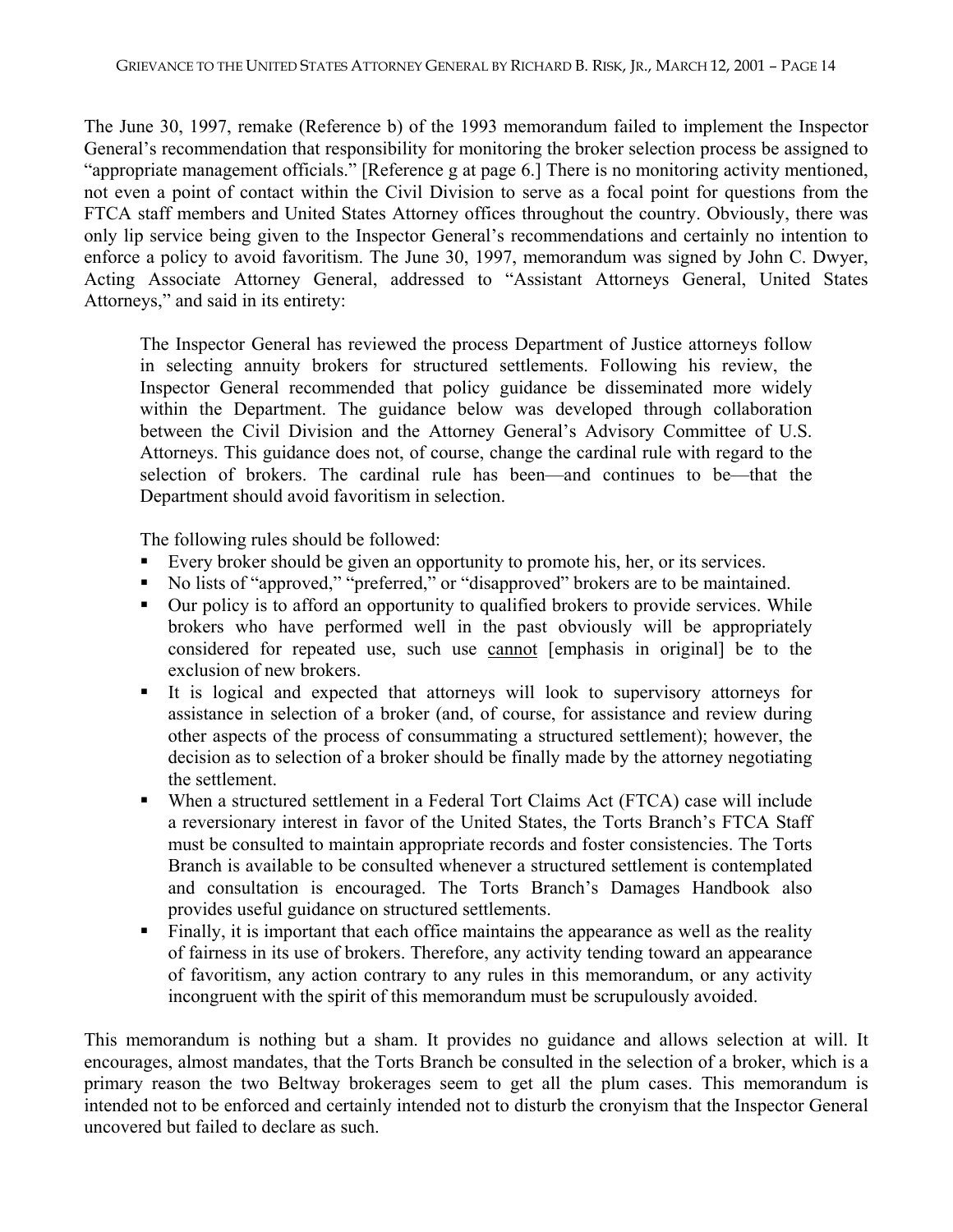The June 30, 1997, remake (Reference b) of the 1993 memorandum failed to implement the Inspector General's recommendation that responsibility for monitoring the broker selection process be assigned to "appropriate management officials." [Reference g at page 6.] There is no monitoring activity mentioned, not even a point of contact within the Civil Division to serve as a focal point for questions from the FTCA staff members and United States Attorney offices throughout the country. Obviously, there was only lip service being given to the Inspector General's recommendations and certainly no intention to enforce a policy to avoid favoritism. The June 30, 1997, memorandum was signed by John C. Dwyer, Acting Associate Attorney General, addressed to "Assistant Attorneys General, United States Attorneys," and said in its entirety:

> The Inspector General has reviewed the process Department of Justice attorneys follow in selecting annuity brokers for structured settlements. Following his review, the Inspector General recommended that policy guidance be disseminated more widely within the Department. The guidance below was developed through collaboration between the Civil Division and the Attorney General's Advisory Committee of U.S. Attorneys. This guidance does not, of course, change the cardinal rule with regard to the selection of brokers. The cardinal rule has been—and continues to be—that the Department should avoid favoritism in selection.
>
> The following rules should be followed:
>
> - Every broker should be given an opportunity to promote his, her, or its services.
> - No lists of "approved," "preferred," or "disapproved" brokers are to be maintained.
> - Our policy is to afford an opportunity to qualified brokers to provide services. While brokers who have performed well in the past obviously will be appropriately considered for repeated use, such use <u>cannot</u> [emphasis in original] be to the exclusion of new brokers.
> - It is logical and expected that attorneys will look to supervisory attorneys for assistance in selection of a broker (and, of course, for assistance and review during other aspects of the process of consummating a structured settlement); however, the decision as to selection of a broker should be finally made by the attorney negotiating the settlement.
> - When a structured settlement in a Federal Tort Claims Act (FTCA) case will include a reversionary interest in favor of the United States, the Torts Branch's FTCA Staff must be consulted to maintain appropriate records and foster consistencies. The Torts Branch is available to be consulted whenever a structured settlement is contemplated and consultation is encouraged. The Torts Branch's Damages Handbook also provides useful guidance on structured settlements.
> - Finally, it is important that each office maintains the appearance as well as the reality of fairness in its use of brokers. Therefore, any activity tending toward an appearance of favoritism, any action contrary to any rules in this memorandum, or any activity incongruent with the spirit of this memorandum must be scrupulously avoided.

This memorandum is nothing but a sham. It provides no guidance and allows selection at will. It encourages, almost mandates, that the Torts Branch be consulted in the selection of a broker, which is a primary reason the two Beltway brokerages seem to get all the plum cases. This memorandum is intended not to be enforced and certainly intended not to disturb the cronyism that the Inspector General uncovered but failed to declare as such.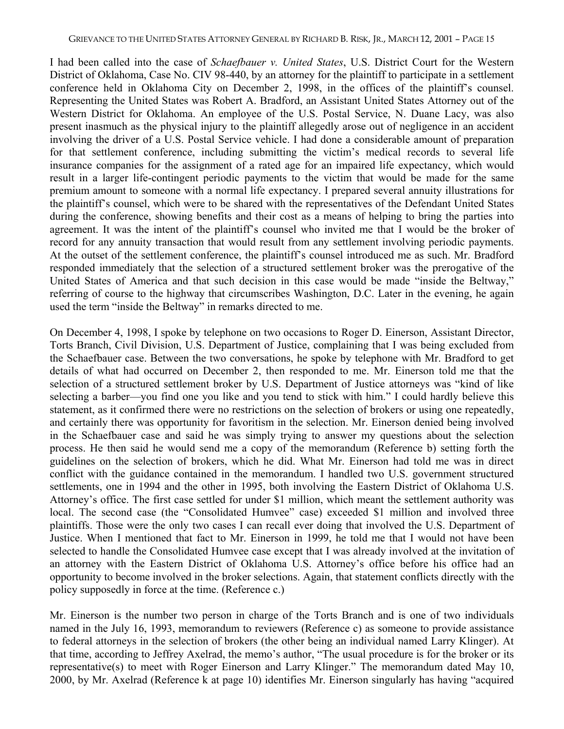I had been called into the case of *Schaefbauer v. United States*, U.S. District Court for the Western District of Oklahoma, Case No. CIV 98-440, by an attorney for the plaintiff to participate in a settlement conference held in Oklahoma City on December 2, 1998, in the offices of the plaintiff's counsel. Representing the United States was Robert A. Bradford, an Assistant United States Attorney out of the Western District for Oklahoma. An employee of the U.S. Postal Service, N. Duane Lacy, was also present inasmuch as the physical injury to the plaintiff allegedly arose out of negligence in an accident involving the driver of a U.S. Postal Service vehicle. I had done a considerable amount of preparation for that settlement conference, including submitting the victim's medical records to several life insurance companies for the assignment of a rated age for an impaired life expectancy, which would result in a larger life-contingent periodic payments to the victim that would be made for the same premium amount to someone with a normal life expectancy. I prepared several annuity illustrations for the plaintiff's counsel, which were to be shared with the representatives of the Defendant United States during the conference, showing benefits and their cost as a means of helping to bring the parties into agreement. It was the intent of the plaintiff's counsel who invited me that I would be the broker of record for any annuity transaction that would result from any settlement involving periodic payments. At the outset of the settlement conference, the plaintiff's counsel introduced me as such. Mr. Bradford responded immediately that the selection of a structured settlement broker was the prerogative of the United States of America and that such decision in this case would be made "inside the Beltway," referring of course to the highway that circumscribes Washington, D.C. Later in the evening, he again used the term "inside the Beltway" in remarks directed to me.

On December 4, 1998, I spoke by telephone on two occasions to Roger D. Einerson, Assistant Director, Torts Branch, Civil Division, U.S. Department of Justice, complaining that I was being excluded from the Schaefbauer case. Between the two conversations, he spoke by telephone with Mr. Bradford to get details of what had occurred on December 2, then responded to me. Mr. Einerson told me that the selection of a structured settlement broker by U.S. Department of Justice attorneys was "kind of like selecting a barber—you find one you like and you tend to stick with him." I could hardly believe this statement, as it confirmed there were no restrictions on the selection of brokers or using one repeatedly, and certainly there was opportunity for favoritism in the selection. Mr. Einerson denied being involved in the Schaefbauer case and said he was simply trying to answer my questions about the selection process. He then said he would send me a copy of the memorandum (Reference b) setting forth the guidelines on the selection of brokers, which he did. What Mr. Einerson had told me was in direct conflict with the guidance contained in the memorandum. I handled two U.S. government structured settlements, one in 1994 and the other in 1995, both involving the Eastern District of Oklahoma U.S. Attorney's office. The first case settled for under \$1 million, which meant the settlement authority was local. The second case (the "Consolidated Humvee" case) exceeded \$1 million and involved three plaintiffs. Those were the only two cases I can recall ever doing that involved the U.S. Department of Justice. When I mentioned that fact to Mr. Einerson in 1999, he told me that I would not have been selected to handle the Consolidated Humvee case except that I was already involved at the invitation of an attorney with the Eastern District of Oklahoma U.S. Attorney's office before his office had an opportunity to become involved in the broker selections. Again, that statement conflicts directly with the policy supposedly in force at the time. (Reference c.)

Mr. Einerson is the number two person in charge of the Torts Branch and is one of two individuals named in the July 16, 1993, memorandum to reviewers (Reference c) as someone to provide assistance to federal attorneys in the selection of brokers (the other being an individual named Larry Klinger). At that time, according to Jeffrey Axelrad, the memo's author, "The usual procedure is for the broker or its representative(s) to meet with Roger Einerson and Larry Klinger." The memorandum dated May 10, 2000, by Mr. Axelrad (Reference k at page 10) identifies Mr. Einerson singularly has having "acquired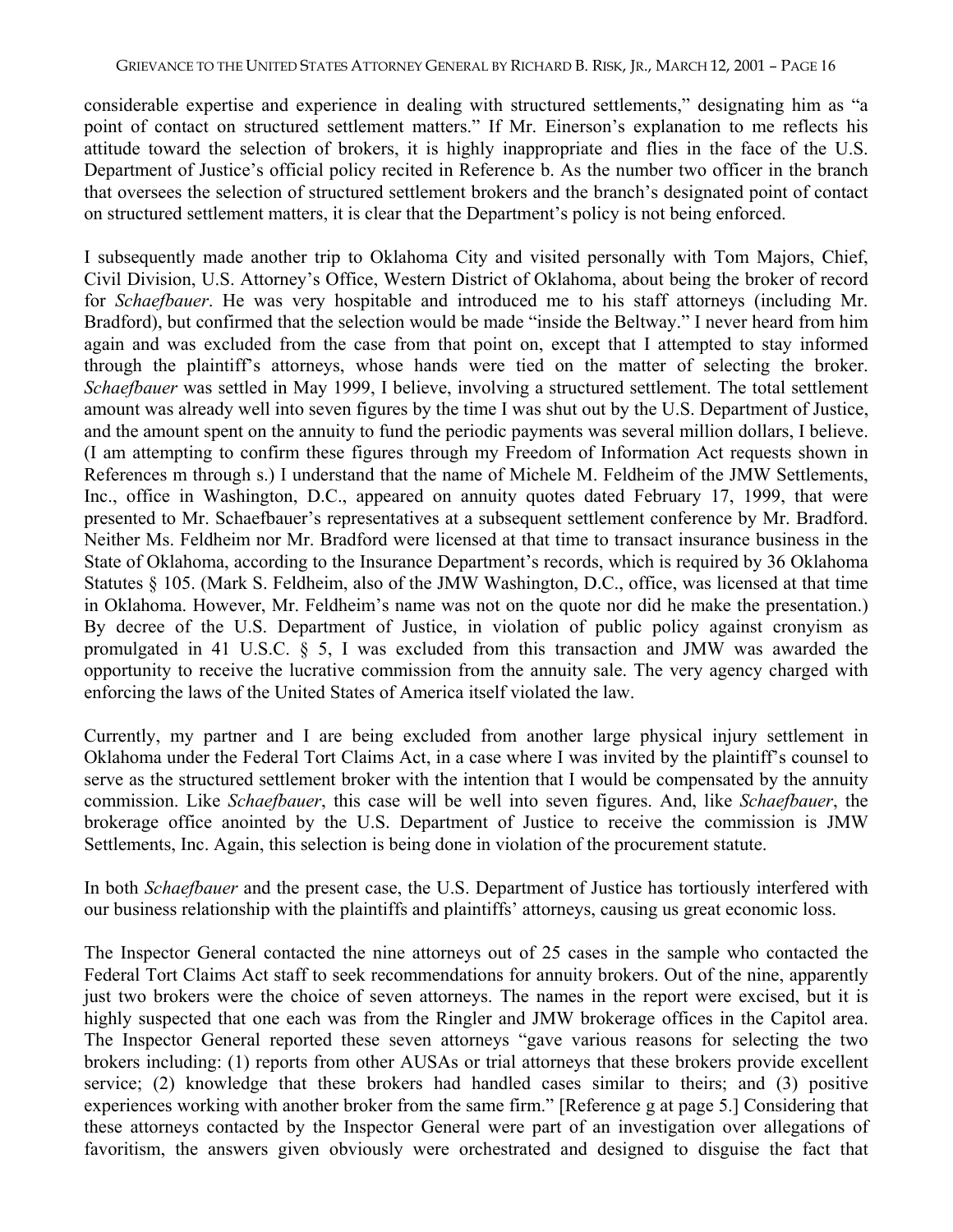considerable expertise and experience in dealing with structured settlements," designating him as "a point of contact on structured settlement matters." If Mr. Einerson's explanation to me reflects his attitude toward the selection of brokers, it is highly inappropriate and flies in the face of the U.S. Department of Justice's official policy recited in Reference b. As the number two officer in the branch that oversees the selection of structured settlement brokers and the branch's designated point of contact on structured settlement matters, it is clear that the Department's policy is not being enforced.

I subsequently made another trip to Oklahoma City and visited personally with Tom Majors, Chief, Civil Division, U.S. Attorney's Office, Western District of Oklahoma, about being the broker of record for *Schaefbauer*. He was very hospitable and introduced me to his staff attorneys (including Mr. Bradford), but confirmed that the selection would be made "inside the Beltway." I never heard from him again and was excluded from the case from that point on, except that I attempted to stay informed through the plaintiff's attorneys, whose hands were tied on the matter of selecting the broker. *Schaefbauer* was settled in May 1999, I believe, involving a structured settlement. The total settlement amount was already well into seven figures by the time I was shut out by the U.S. Department of Justice, and the amount spent on the annuity to fund the periodic payments was several million dollars, I believe. (I am attempting to confirm these figures through my Freedom of Information Act requests shown in References m through s.) I understand that the name of Michele M. Feldheim of the JMW Settlements, Inc., office in Washington, D.C., appeared on annuity quotes dated February 17, 1999, that were presented to Mr. Schaefbauer's representatives at a subsequent settlement conference by Mr. Bradford. Neither Ms. Feldheim nor Mr. Bradford were licensed at that time to transact insurance business in the State of Oklahoma, according to the Insurance Department's records, which is required by 36 Oklahoma Statutes § 105. (Mark S. Feldheim, also of the JMW Washington, D.C., office, was licensed at that time in Oklahoma. However, Mr. Feldheim's name was not on the quote nor did he make the presentation.) By decree of the U.S. Department of Justice, in violation of public policy against cronyism as promulgated in 41 U.S.C. § 5, I was excluded from this transaction and JMW was awarded the opportunity to receive the lucrative commission from the annuity sale. The very agency charged with enforcing the laws of the United States of America itself violated the law.

Currently, my partner and I are being excluded from another large physical injury settlement in Oklahoma under the Federal Tort Claims Act, in a case where I was invited by the plaintiff's counsel to serve as the structured settlement broker with the intention that I would be compensated by the annuity commission. Like *Schaefbauer*, this case will be well into seven figures. And, like *Schaefbauer*, the brokerage office anointed by the U.S. Department of Justice to receive the commission is JMW Settlements, Inc. Again, this selection is being done in violation of the procurement statute.

In both *Schaefbauer* and the present case, the U.S. Department of Justice has tortiously interfered with our business relationship with the plaintiffs and plaintiffs' attorneys, causing us great economic loss.

The Inspector General contacted the nine attorneys out of 25 cases in the sample who contacted the Federal Tort Claims Act staff to seek recommendations for annuity brokers. Out of the nine, apparently just two brokers were the choice of seven attorneys. The names in the report were excised, but it is highly suspected that one each was from the Ringler and JMW brokerage offices in the Capitol area. The Inspector General reported these seven attorneys "gave various reasons for selecting the two brokers including: (1) reports from other AUSAs or trial attorneys that these brokers provide excellent service; (2) knowledge that these brokers had handled cases similar to theirs; and (3) positive experiences working with another broker from the same firm." [Reference g at page 5.] Considering that these attorneys contacted by the Inspector General were part of an investigation over allegations of favoritism, the answers given obviously were orchestrated and designed to disguise the fact that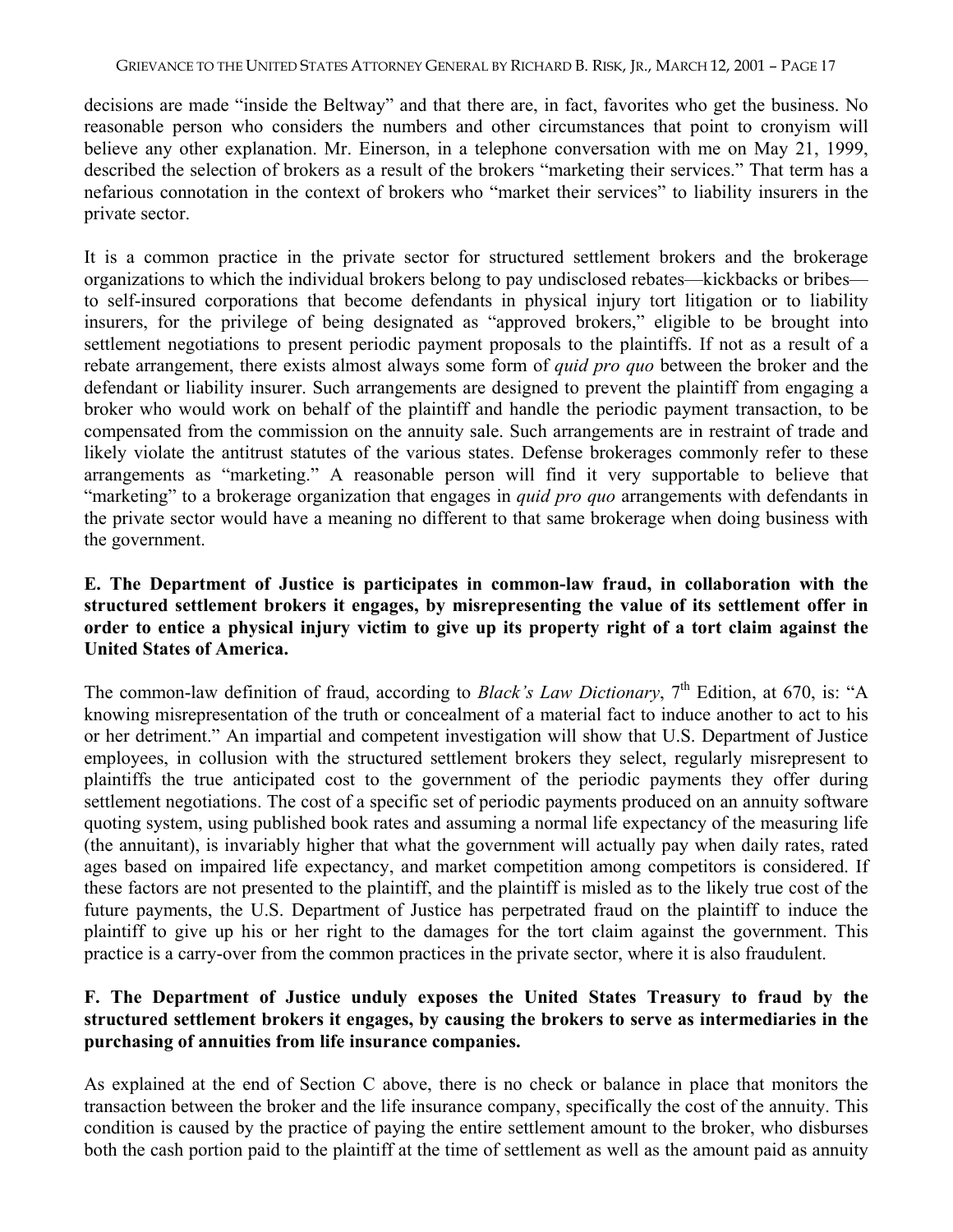decisions are made "inside the Beltway" and that there are, in fact, favorites who get the business. No reasonable person who considers the numbers and other circumstances that point to cronyism will believe any other explanation. Mr. Einerson, in a telephone conversation with me on May 21, 1999, described the selection of brokers as a result of the brokers "marketing their services." That term has a nefarious connotation in the context of brokers who "market their services" to liability insurers in the private sector.

It is a common practice in the private sector for structured settlement brokers and the brokerage organizations to which the individual brokers belong to pay undisclosed rebates—kickbacks or bribes—to self-insured corporations that become defendants in physical injury tort litigation or to liability insurers, for the privilege of being designated as "approved brokers," eligible to be brought into settlement negotiations to present periodic payment proposals to the plaintiffs. If not as a result of a rebate arrangement, there exists almost always some form of *quid pro quo* between the broker and the defendant or liability insurer. Such arrangements are designed to prevent the plaintiff from engaging a broker who would work on behalf of the plaintiff and handle the periodic payment transaction, to be compensated from the commission on the annuity sale. Such arrangements are in restraint of trade and likely violate the antitrust statutes of the various states. Defense brokerages commonly refer to these arrangements as "marketing." A reasonable person will find it very supportable to believe that "marketing" to a brokerage organization that engages in *quid pro quo* arrangements with defendants in the private sector would have a meaning no different to that same brokerage when doing business with the government.

**E. The Department of Justice is participates in common-law fraud, in collaboration with the structured settlement brokers it engages, by misrepresenting the value of its settlement offer in order to entice a physical injury victim to give up its property right of a tort claim against the United States of America.**

The common-law definition of fraud, according to *Black's Law Dictionary*, 7th Edition, at 670, is: "A knowing misrepresentation of the truth or concealment of a material fact to induce another to act to his or her detriment." An impartial and competent investigation will show that U.S. Department of Justice employees, in collusion with the structured settlement brokers they select, regularly misrepresent to plaintiffs the true anticipated cost to the government of the periodic payments they offer during settlement negotiations. The cost of a specific set of periodic payments produced on an annuity software quoting system, using published book rates and assuming a normal life expectancy of the measuring life (the annuitant), is invariably higher that what the government will actually pay when daily rates, rated ages based on impaired life expectancy, and market competition among competitors is considered. If these factors are not presented to the plaintiff, and the plaintiff is misled as to the likely true cost of the future payments, the U.S. Department of Justice has perpetrated fraud on the plaintiff to induce the plaintiff to give up his or her right to the damages for the tort claim against the government. This practice is a carry-over from the common practices in the private sector, where it is also fraudulent.

**F. The Department of Justice unduly exposes the United States Treasury to fraud by the structured settlement brokers it engages, by causing the brokers to serve as intermediaries in the purchasing of annuities from life insurance companies.**

As explained at the end of Section C above, there is no check or balance in place that monitors the transaction between the broker and the life insurance company, specifically the cost of the annuity. This condition is caused by the practice of paying the entire settlement amount to the broker, who disburses both the cash portion paid to the plaintiff at the time of settlement as well as the amount paid as annuity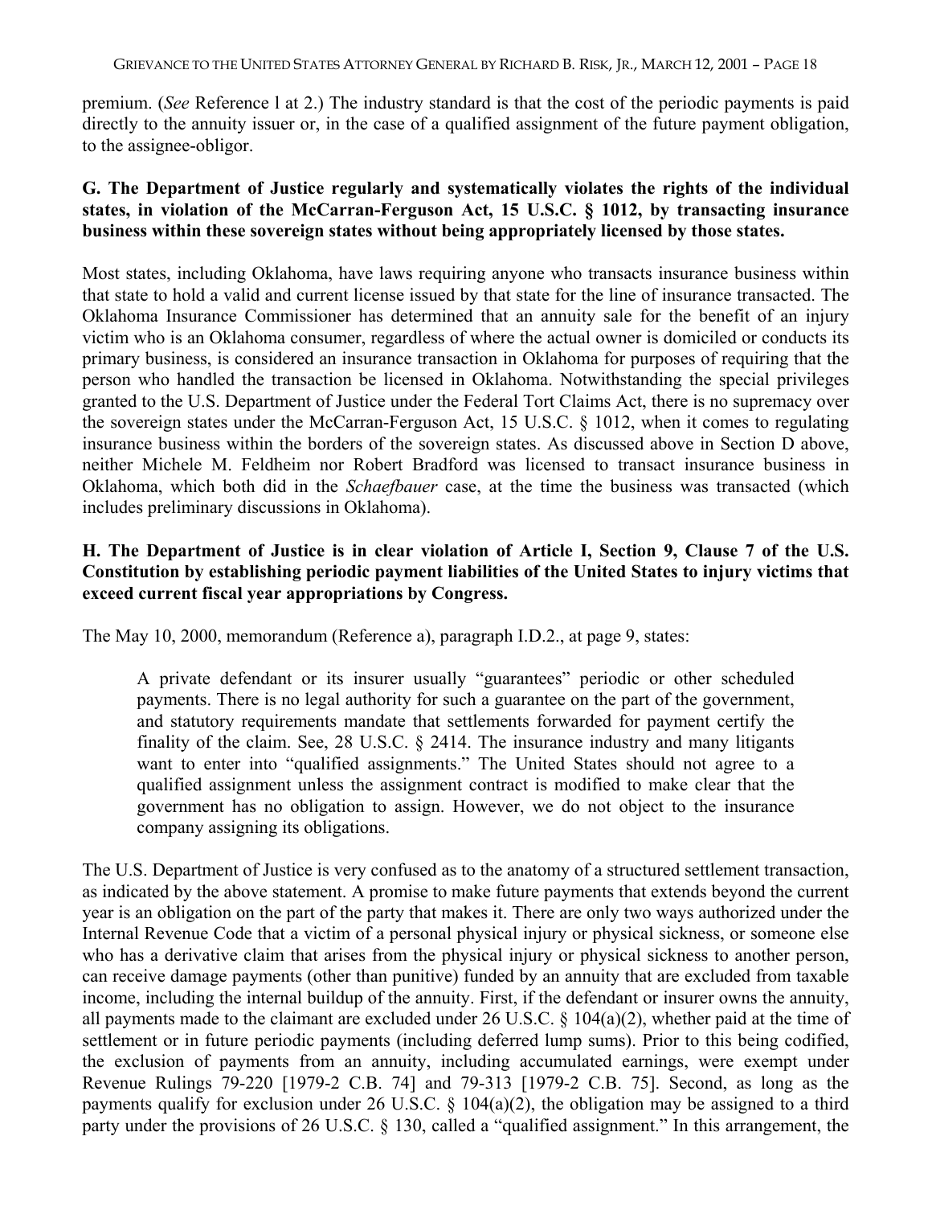premium. (*See* Reference l at 2.) The industry standard is that the cost of the periodic payments is paid directly to the annuity issuer or, in the case of a qualified assignment of the future payment obligation, to the assignee-obligor.

**G. The Department of Justice regularly and systematically violates the rights of the individual states, in violation of the McCarran-Ferguson Act, 15 U.S.C. § 1012, by transacting insurance business within these sovereign states without being appropriately licensed by those states.**

Most states, including Oklahoma, have laws requiring anyone who transacts insurance business within that state to hold a valid and current license issued by that state for the line of insurance transacted. The Oklahoma Insurance Commissioner has determined that an annuity sale for the benefit of an injury victim who is an Oklahoma consumer, regardless of where the actual owner is domiciled or conducts its primary business, is considered an insurance transaction in Oklahoma for purposes of requiring that the person who handled the transaction be licensed in Oklahoma. Notwithstanding the special privileges granted to the U.S. Department of Justice under the Federal Tort Claims Act, there is no supremacy over the sovereign states under the McCarran-Ferguson Act, 15 U.S.C. § 1012, when it comes to regulating insurance business within the borders of the sovereign states. As discussed above in Section D above, neither Michele M. Feldheim nor Robert Bradford was licensed to transact insurance business in Oklahoma, which both did in the *Schaefbauer* case, at the time the business was transacted (which includes preliminary discussions in Oklahoma).

**H. The Department of Justice is in clear violation of Article I, Section 9, Clause 7 of the U.S. Constitution by establishing periodic payment liabilities of the United States to injury victims that exceed current fiscal year appropriations by Congress.**

The May 10, 2000, memorandum (Reference a), paragraph I.D.2., at page 9, states:

> A private defendant or its insurer usually "guarantees" periodic or other scheduled payments. There is no legal authority for such a guarantee on the part of the government, and statutory requirements mandate that settlements forwarded for payment certify the finality of the claim. See, 28 U.S.C. § 2414. The insurance industry and many litigants want to enter into "qualified assignments." The United States should not agree to a qualified assignment unless the assignment contract is modified to make clear that the government has no obligation to assign. However, we do not object to the insurance company assigning its obligations.

The U.S. Department of Justice is very confused as to the anatomy of a structured settlement transaction, as indicated by the above statement. A promise to make future payments that extends beyond the current year is an obligation on the part of the party that makes it. There are only two ways authorized under the Internal Revenue Code that a victim of a personal physical injury or physical sickness, or someone else who has a derivative claim that arises from the physical injury or physical sickness to another person, can receive damage payments (other than punitive) funded by an annuity that are excluded from taxable income, including the internal buildup of the annuity. First, if the defendant or insurer owns the annuity, all payments made to the claimant are excluded under 26 U.S.C. § 104(a)(2), whether paid at the time of settlement or in future periodic payments (including deferred lump sums). Prior to this being codified, the exclusion of payments from an annuity, including accumulated earnings, were exempt under Revenue Rulings 79-220 [1979-2 C.B. 74] and 79-313 [1979-2 C.B. 75]. Second, as long as the payments qualify for exclusion under 26 U.S.C. § 104(a)(2), the obligation may be assigned to a third party under the provisions of 26 U.S.C. § 130, called a "qualified assignment." In this arrangement, the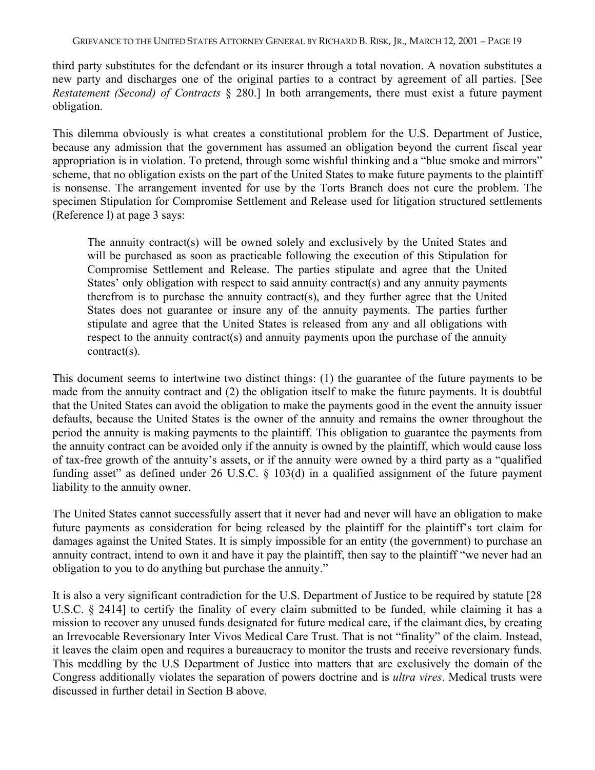third party substitutes for the defendant or its insurer through a total novation. A novation substitutes a new party and discharges one of the original parties to a contract by agreement of all parties. [See *Restatement (Second) of Contracts* § 280.] In both arrangements, there must exist a future payment obligation.

This dilemma obviously is what creates a constitutional problem for the U.S. Department of Justice, because any admission that the government has assumed an obligation beyond the current fiscal year appropriation is in violation. To pretend, through some wishful thinking and a "blue smoke and mirrors" scheme, that no obligation exists on the part of the United States to make future payments to the plaintiff is nonsense. The arrangement invented for use by the Torts Branch does not cure the problem. The specimen Stipulation for Compromise Settlement and Release used for litigation structured settlements (Reference l) at page 3 says:

> The annuity contract(s) will be owned solely and exclusively by the United States and will be purchased as soon as practicable following the execution of this Stipulation for Compromise Settlement and Release. The parties stipulate and agree that the United States' only obligation with respect to said annuity contract(s) and any annuity payments therefrom is to purchase the annuity contract(s), and they further agree that the United States does not guarantee or insure any of the annuity payments. The parties further stipulate and agree that the United States is released from any and all obligations with respect to the annuity contract(s) and annuity payments upon the purchase of the annuity contract(s).

This document seems to intertwine two distinct things: (1) the guarantee of the future payments to be made from the annuity contract and (2) the obligation itself to make the future payments. It is doubtful that the United States can avoid the obligation to make the payments good in the event the annuity issuer defaults, because the United States is the owner of the annuity and remains the owner throughout the period the annuity is making payments to the plaintiff. This obligation to guarantee the payments from the annuity contract can be avoided only if the annuity is owned by the plaintiff, which would cause loss of tax-free growth of the annuity's assets, or if the annuity were owned by a third party as a "qualified funding asset" as defined under 26 U.S.C. § 103(d) in a qualified assignment of the future payment liability to the annuity owner.

The United States cannot successfully assert that it never had and never will have an obligation to make future payments as consideration for being released by the plaintiff for the plaintiff's tort claim for damages against the United States. It is simply impossible for an entity (the government) to purchase an annuity contract, intend to own it and have it pay the plaintiff, then say to the plaintiff "we never had an obligation to you to do anything but purchase the annuity."

It is also a very significant contradiction for the U.S. Department of Justice to be required by statute [28 U.S.C. § 2414] to certify the finality of every claim submitted to be funded, while claiming it has a mission to recover any unused funds designated for future medical care, if the claimant dies, by creating an Irrevocable Reversionary Inter Vivos Medical Care Trust. That is not "finality" of the claim. Instead, it leaves the claim open and requires a bureaucracy to monitor the trusts and receive reversionary funds. This meddling by the U.S Department of Justice into matters that are exclusively the domain of the Congress additionally violates the separation of powers doctrine and is *ultra vires*. Medical trusts were discussed in further detail in Section B above.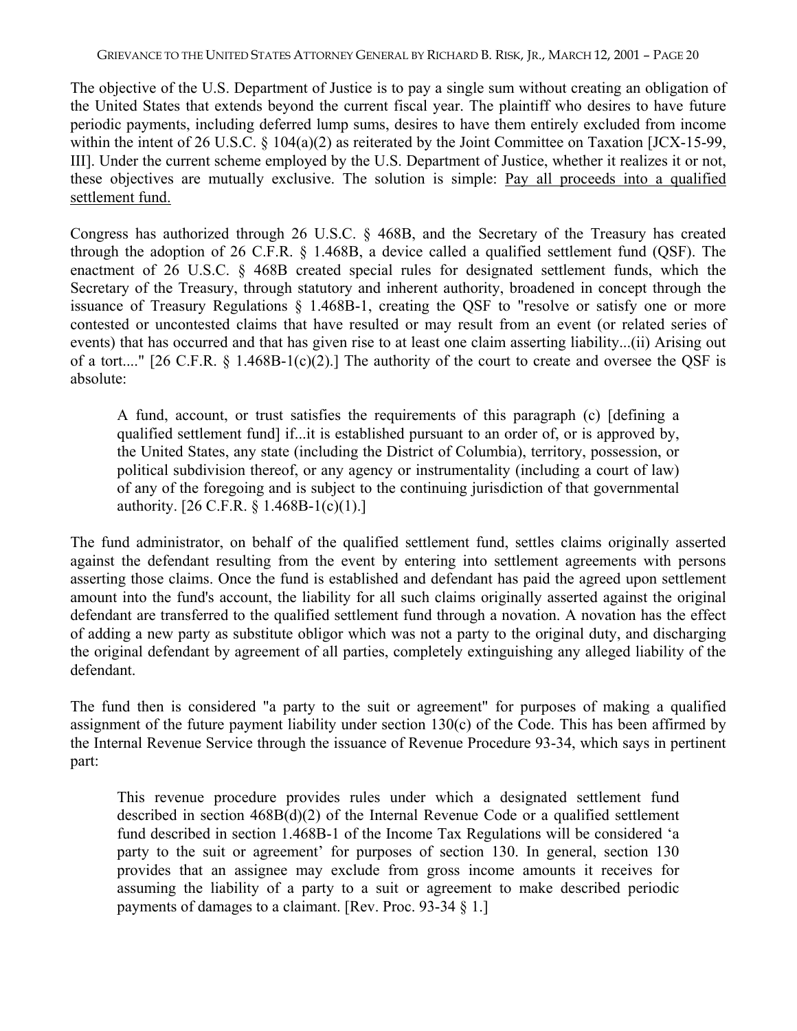The objective of the U.S. Department of Justice is to pay a single sum without creating an obligation of the United States that extends beyond the current fiscal year. The plaintiff who desires to have future periodic payments, including deferred lump sums, desires to have them entirely excluded from income within the intent of 26 U.S.C. § 104(a)(2) as reiterated by the Joint Committee on Taxation [JCX-15-99, III]. Under the current scheme employed by the U.S. Department of Justice, whether it realizes it or not, these objectives are mutually exclusive. The solution is simple: <u>Pay all proceeds into a qualified settlement fund.</u>

Congress has authorized through 26 U.S.C. § 468B, and the Secretary of the Treasury has created through the adoption of 26 C.F.R. § 1.468B, a device called a qualified settlement fund (QSF). The enactment of 26 U.S.C. § 468B created special rules for designated settlement funds, which the Secretary of the Treasury, through statutory and inherent authority, broadened in concept through the issuance of Treasury Regulations § 1.468B-1, creating the QSF to "resolve or satisfy one or more contested or uncontested claims that have resulted or may result from an event (or related series of events) that has occurred and that has given rise to at least one claim asserting liability...(ii) Arising out of a tort...." [26 C.F.R. § 1.468B-1(c)(2).] The authority of the court to create and oversee the QSF is absolute:

> A fund, account, or trust satisfies the requirements of this paragraph (c) [defining a qualified settlement fund] if...it is established pursuant to an order of, or is approved by, the United States, any state (including the District of Columbia), territory, possession, or political subdivision thereof, or any agency or instrumentality (including a court of law) of any of the foregoing and is subject to the continuing jurisdiction of that governmental authority. [26 C.F.R. § 1.468B-1(c)(1).]

The fund administrator, on behalf of the qualified settlement fund, settles claims originally asserted against the defendant resulting from the event by entering into settlement agreements with persons asserting those claims. Once the fund is established and defendant has paid the agreed upon settlement amount into the fund's account, the liability for all such claims originally asserted against the original defendant are transferred to the qualified settlement fund through a novation. A novation has the effect of adding a new party as substitute obligor which was not a party to the original duty, and discharging the original defendant by agreement of all parties, completely extinguishing any alleged liability of the defendant.

The fund then is considered "a party to the suit or agreement" for purposes of making a qualified assignment of the future payment liability under section 130(c) of the Code. This has been affirmed by the Internal Revenue Service through the issuance of Revenue Procedure 93-34, which says in pertinent part:

> This revenue procedure provides rules under which a designated settlement fund described in section 468B(d)(2) of the Internal Revenue Code or a qualified settlement fund described in section 1.468B-1 of the Income Tax Regulations will be considered 'a party to the suit or agreement' for purposes of section 130. In general, section 130 provides that an assignee may exclude from gross income amounts it receives for assuming the liability of a party to a suit or agreement to make described periodic payments of damages to a claimant. [Rev. Proc. 93-34 § 1.]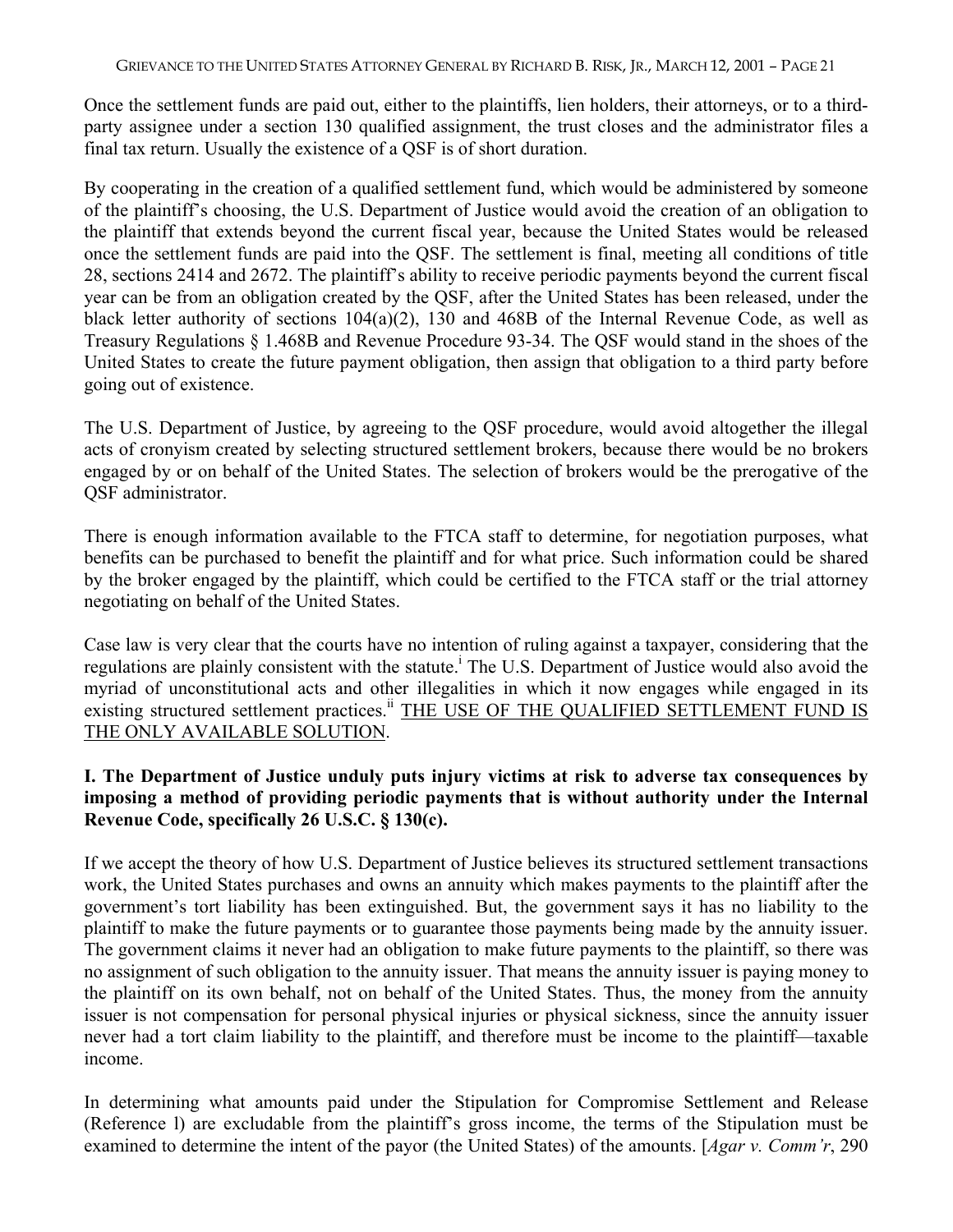Once the settlement funds are paid out, either to the plaintiffs, lien holders, their attorneys, or to a third-party assignee under a section 130 qualified assignment, the trust closes and the administrator files a final tax return. Usually the existence of a QSF is of short duration.

By cooperating in the creation of a qualified settlement fund, which would be administered by someone of the plaintiff's choosing, the U.S. Department of Justice would avoid the creation of an obligation to the plaintiff that extends beyond the current fiscal year, because the United States would be released once the settlement funds are paid into the QSF. The settlement is final, meeting all conditions of title 28, sections 2414 and 2672. The plaintiff's ability to receive periodic payments beyond the current fiscal year can be from an obligation created by the QSF, after the United States has been released, under the black letter authority of sections 104(a)(2), 130 and 468B of the Internal Revenue Code, as well as Treasury Regulations § 1.468B and Revenue Procedure 93-34. The QSF would stand in the shoes of the United States to create the future payment obligation, then assign that obligation to a third party before going out of existence.

The U.S. Department of Justice, by agreeing to the QSF procedure, would avoid altogether the illegal acts of cronyism created by selecting structured settlement brokers, because there would be no brokers engaged by or on behalf of the United States. The selection of brokers would be the prerogative of the QSF administrator.

There is enough information available to the FTCA staff to determine, for negotiation purposes, what benefits can be purchased to benefit the plaintiff and for what price. Such information could be shared by the broker engaged by the plaintiff, which could be certified to the FTCA staff or the trial attorney negotiating on behalf of the United States.

Case law is very clear that the courts have no intention of ruling against a taxpayer, considering that the regulations are plainly consistent with the statute.[i] The U.S. Department of Justice would also avoid the myriad of unconstitutional acts and other illegalities in which it now engages while engaged in its existing structured settlement practices.[ii] <u>THE USE OF THE QUALIFIED SETTLEMENT FUND IS THE ONLY AVAILABLE SOLUTION</u>.

**I. The Department of Justice unduly puts injury victims at risk to adverse tax consequences by imposing a method of providing periodic payments that is without authority under the Internal Revenue Code, specifically 26 U.S.C. § 130(c).**

If we accept the theory of how U.S. Department of Justice believes its structured settlement transactions work, the United States purchases and owns an annuity which makes payments to the plaintiff after the government's tort liability has been extinguished. But, the government says it has no liability to the plaintiff to make the future payments or to guarantee those payments being made by the annuity issuer. The government claims it never had an obligation to make future payments to the plaintiff, so there was no assignment of such obligation to the annuity issuer. That means the annuity issuer is paying money to the plaintiff on its own behalf, not on behalf of the United States. Thus, the money from the annuity issuer is not compensation for personal physical injuries or physical sickness, since the annuity issuer never had a tort claim liability to the plaintiff, and therefore must be income to the plaintiff—taxable income.

In determining what amounts paid under the Stipulation for Compromise Settlement and Release (Reference l) are excludable from the plaintiff's gross income, the terms of the Stipulation must be examined to determine the intent of the payor (the United States) of the amounts. [*Agar v. Comm'r*, 290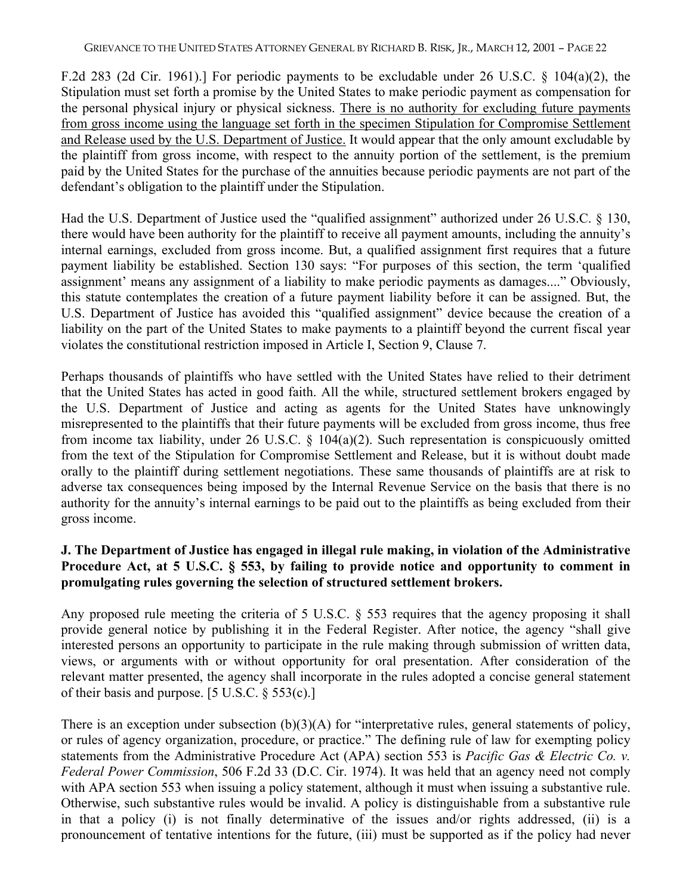F.2d 283 (2d Cir. 1961).] For periodic payments to be excludable under 26 U.S.C. § 104(a)(2), the Stipulation must set forth a promise by the United States to make periodic payment as compensation for the personal physical injury or physical sickness. <u>There is no authority for excluding future payments from gross income using the language set forth in the specimen Stipulation for Compromise Settlement and Release used by the U.S. Department of Justice.</u> It would appear that the only amount excludable by the plaintiff from gross income, with respect to the annuity portion of the settlement, is the premium paid by the United States for the purchase of the annuities because periodic payments are not part of the defendant's obligation to the plaintiff under the Stipulation.

Had the U.S. Department of Justice used the "qualified assignment" authorized under 26 U.S.C. § 130, there would have been authority for the plaintiff to receive all payment amounts, including the annuity's internal earnings, excluded from gross income. But, a qualified assignment first requires that a future payment liability be established. Section 130 says: "For purposes of this section, the term 'qualified assignment' means any assignment of a liability to make periodic payments as damages...." Obviously, this statute contemplates the creation of a future payment liability before it can be assigned. But, the U.S. Department of Justice has avoided this "qualified assignment" device because the creation of a liability on the part of the United States to make payments to a plaintiff beyond the current fiscal year violates the constitutional restriction imposed in Article I, Section 9, Clause 7.

Perhaps thousands of plaintiffs who have settled with the United States have relied to their detriment that the United States has acted in good faith. All the while, structured settlement brokers engaged by the U.S. Department of Justice and acting as agents for the United States have unknowingly misrepresented to the plaintiffs that their future payments will be excluded from gross income, thus free from income tax liability, under 26 U.S.C. § 104(a)(2). Such representation is conspicuously omitted from the text of the Stipulation for Compromise Settlement and Release, but it is without doubt made orally to the plaintiff during settlement negotiations. These same thousands of plaintiffs are at risk to adverse tax consequences being imposed by the Internal Revenue Service on the basis that there is no authority for the annuity's internal earnings to be paid out to the plaintiffs as being excluded from their gross income.

**J. The Department of Justice has engaged in illegal rule making, in violation of the Administrative Procedure Act, at 5 U.S.C. § 553, by failing to provide notice and opportunity to comment in promulgating rules governing the selection of structured settlement brokers.**

Any proposed rule meeting the criteria of 5 U.S.C. § 553 requires that the agency proposing it shall provide general notice by publishing it in the Federal Register. After notice, the agency "shall give interested persons an opportunity to participate in the rule making through submission of written data, views, or arguments with or without opportunity for oral presentation. After consideration of the relevant matter presented, the agency shall incorporate in the rules adopted a concise general statement of their basis and purpose. [5 U.S.C. § 553(c).]

There is an exception under subsection (b)(3)(A) for "interpretative rules, general statements of policy, or rules of agency organization, procedure, or practice." The defining rule of law for exempting policy statements from the Administrative Procedure Act (APA) section 553 is *Pacific Gas & Electric Co. v. Federal Power Commission*, 506 F.2d 33 (D.C. Cir. 1974). It was held that an agency need not comply with APA section 553 when issuing a policy statement, although it must when issuing a substantive rule. Otherwise, such substantive rules would be invalid. A policy is distinguishable from a substantive rule in that a policy (i) is not finally determinative of the issues and/or rights addressed, (ii) is a pronouncement of tentative intentions for the future, (iii) must be supported as if the policy had never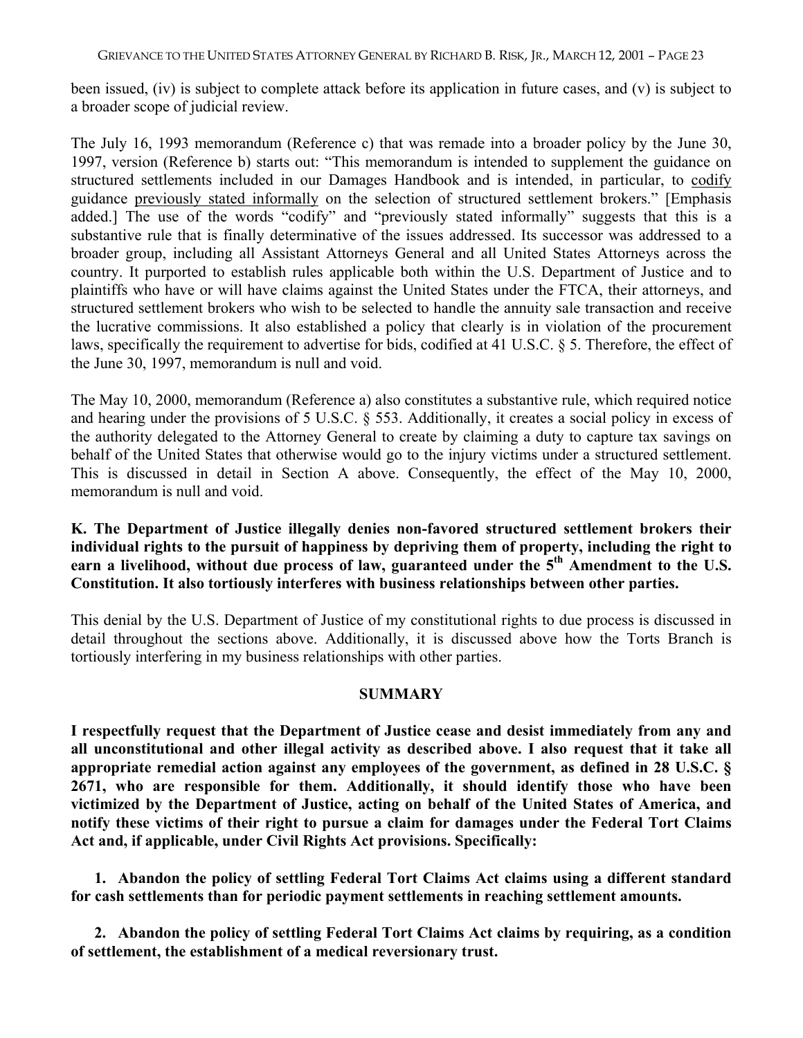been issued, (iv) is subject to complete attack before its application in future cases, and (v) is subject to a broader scope of judicial review.

The July 16, 1993 memorandum (Reference c) that was remade into a broader policy by the June 30, 1997, version (Reference b) starts out: "This memorandum is intended to supplement the guidance on structured settlements included in our Damages Handbook and is intended, in particular, to <u>codify</u> guidance <u>previously stated informally</u> on the selection of structured settlement brokers." [Emphasis added.] The use of the words "codify" and "previously stated informally" suggests that this is a substantive rule that is finally determinative of the issues addressed. Its successor was addressed to a broader group, including all Assistant Attorneys General and all United States Attorneys across the country. It purported to establish rules applicable both within the U.S. Department of Justice and to plaintiffs who have or will have claims against the United States under the FTCA, their attorneys, and structured settlement brokers who wish to be selected to handle the annuity sale transaction and receive the lucrative commissions. It also established a policy that clearly is in violation of the procurement laws, specifically the requirement to advertise for bids, codified at 41 U.S.C. § 5. Therefore, the effect of the June 30, 1997, memorandum is null and void.

The May 10, 2000, memorandum (Reference a) also constitutes a substantive rule, which required notice and hearing under the provisions of 5 U.S.C. § 553. Additionally, it creates a social policy in excess of the authority delegated to the Attorney General to create by claiming a duty to capture tax savings on behalf of the United States that otherwise would go to the injury victims under a structured settlement. This is discussed in detail in Section A above. Consequently, the effect of the May 10, 2000, memorandum is null and void.

**K. The Department of Justice illegally denies non-favored structured settlement brokers their individual rights to the pursuit of happiness by depriving them of property, including the right to earn a livelihood, without due process of law, guaranteed under the 5th Amendment to the U.S. Constitution. It also tortiously interferes with business relationships between other parties.**

This denial by the U.S. Department of Justice of my constitutional rights to due process is discussed in detail throughout the sections above. Additionally, it is discussed above how the Torts Branch is tortiously interfering in my business relationships with other parties.

## SUMMARY

**I respectfully request that the Department of Justice cease and desist immediately from any and all unconstitutional and other illegal activity as described above. I also request that it take all appropriate remedial action against any employees of the government, as defined in 28 U.S.C. § 2671, who are responsible for them. Additionally, it should identify those who have been victimized by the Department of Justice, acting on behalf of the United States of America, and notify these victims of their right to pursue a claim for damages under the Federal Tort Claims Act and, if applicable, under Civil Rights Act provisions. Specifically:**

1. **Abandon the policy of settling Federal Tort Claims Act claims using a different standard for cash settlements than for periodic payment settlements in reaching settlement amounts.**

2. **Abandon the policy of settling Federal Tort Claims Act claims by requiring, as a condition of settlement, the establishment of a medical reversionary trust.**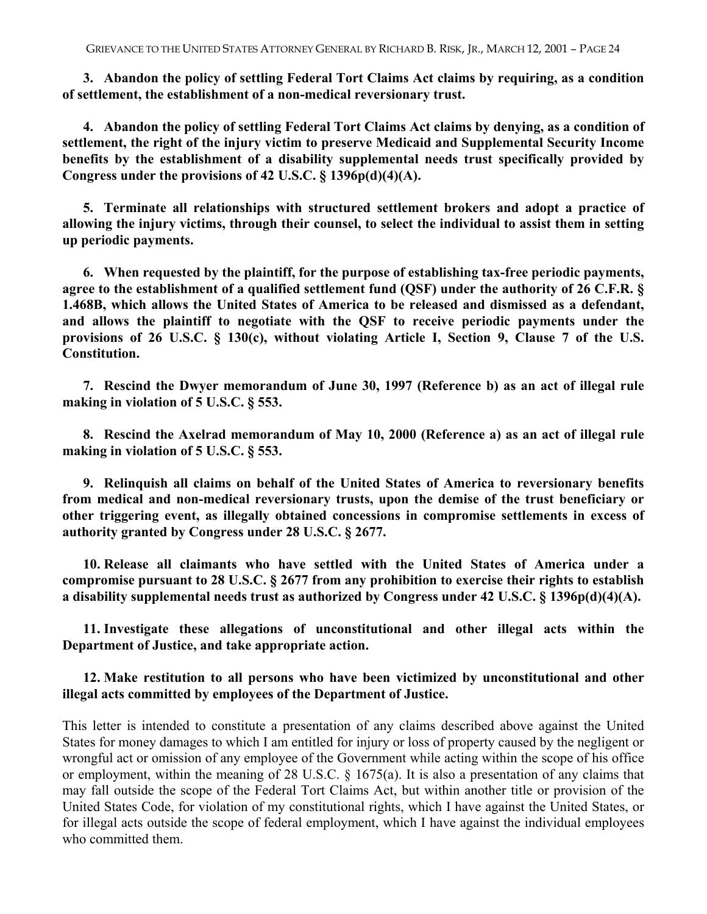**3. Abandon the policy of settling Federal Tort Claims Act claims by requiring, as a condition of settlement, the establishment of a non-medical reversionary trust.**

**4. Abandon the policy of settling Federal Tort Claims Act claims by denying, as a condition of settlement, the right of the injury victim to preserve Medicaid and Supplemental Security Income benefits by the establishment of a disability supplemental needs trust specifically provided by Congress under the provisions of 42 U.S.C. § 1396p(d)(4)(A).**

**5. Terminate all relationships with structured settlement brokers and adopt a practice of allowing the injury victims, through their counsel, to select the individual to assist them in setting up periodic payments.**

**6. When requested by the plaintiff, for the purpose of establishing tax-free periodic payments, agree to the establishment of a qualified settlement fund (QSF) under the authority of 26 C.F.R. § 1.468B, which allows the United States of America to be released and dismissed as a defendant, and allows the plaintiff to negotiate with the QSF to receive periodic payments under the provisions of 26 U.S.C. § 130(c), without violating Article I, Section 9, Clause 7 of the U.S. Constitution.**

**7. Rescind the Dwyer memorandum of June 30, 1997 (Reference b) as an act of illegal rule making in violation of 5 U.S.C. § 553.**

**8. Rescind the Axelrad memorandum of May 10, 2000 (Reference a) as an act of illegal rule making in violation of 5 U.S.C. § 553.**

**9. Relinquish all claims on behalf of the United States of America to reversionary benefits from medical and non-medical reversionary trusts, upon the demise of the trust beneficiary or other triggering event, as illegally obtained concessions in compromise settlements in excess of authority granted by Congress under 28 U.S.C. § 2677.**

**10. Release all claimants who have settled with the United States of America under a compromise pursuant to 28 U.S.C. § 2677 from any prohibition to exercise their rights to establish a disability supplemental needs trust as authorized by Congress under 42 U.S.C. § 1396p(d)(4)(A).**

**11. Investigate these allegations of unconstitutional and other illegal acts within the Department of Justice, and take appropriate action.**

**12. Make restitution to all persons who have been victimized by unconstitutional and other illegal acts committed by employees of the Department of Justice.**

This letter is intended to constitute a presentation of any claims described above against the United States for money damages to which I am entitled for injury or loss of property caused by the negligent or wrongful act or omission of any employee of the Government while acting within the scope of his office or employment, within the meaning of 28 U.S.C. § 1675(a). It is also a presentation of any claims that may fall outside the scope of the Federal Tort Claims Act, but within another title or provision of the United States Code, for violation of my constitutional rights, which I have against the United States, or for illegal acts outside the scope of federal employment, which I have against the individual employees who committed them.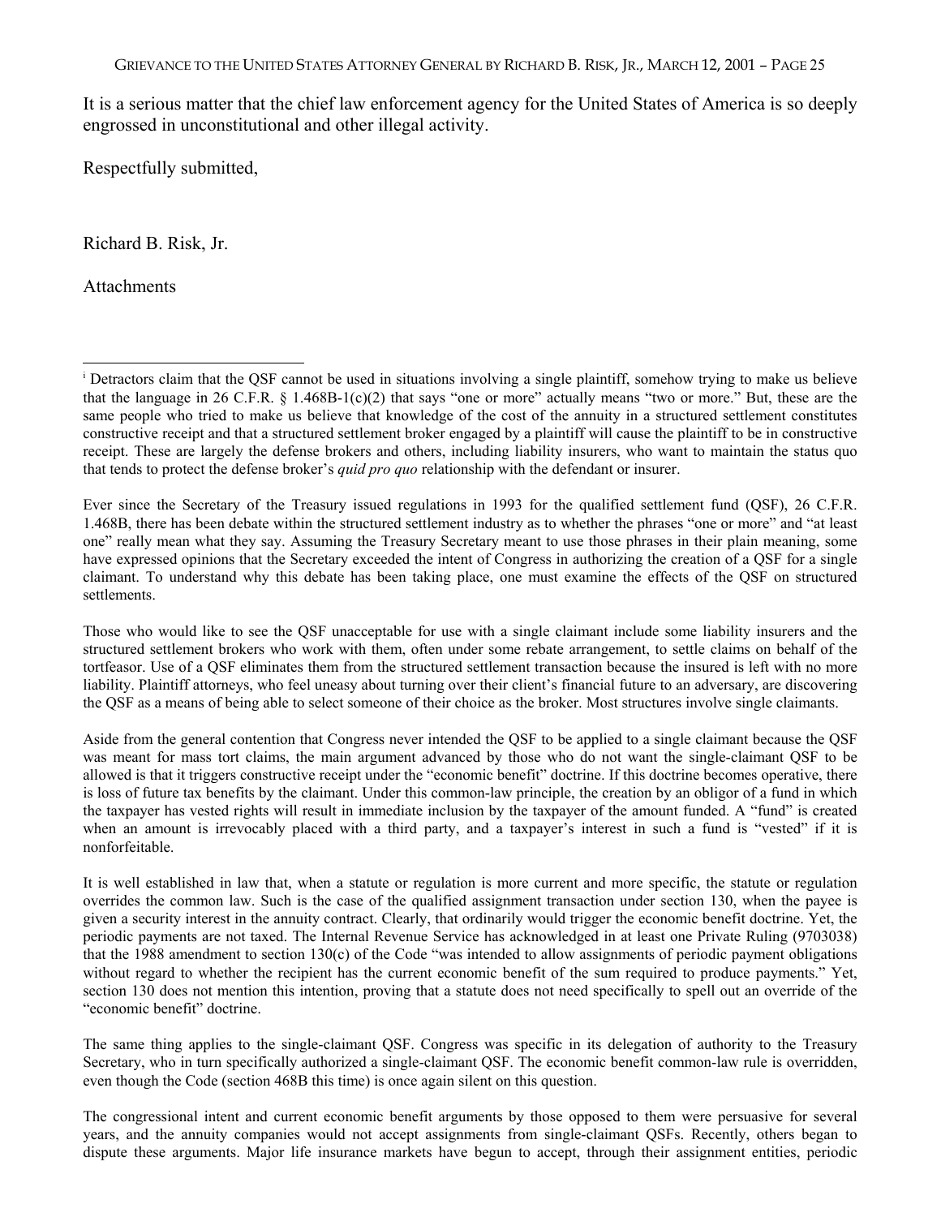It is a serious matter that the chief law enforcement agency for the United States of America is so deeply engrossed in unconstitutional and other illegal activity.

Respectfully submitted,

Richard B. Risk, Jr.

Attachments

---

[i] Detractors claim that the QSF cannot be used in situations involving a single plaintiff, somehow trying to make us believe that the language in 26 C.F.R. § 1.468B-1(c)(2) that says "one or more" actually means "two or more." But, these are the same people who tried to make us believe that knowledge of the cost of the annuity in a structured settlement constitutes constructive receipt and that a structured settlement broker engaged by a plaintiff will cause the plaintiff to be in constructive receipt. These are largely the defense brokers and others, including liability insurers, who want to maintain the status quo that tends to protect the defense broker's *quid pro quo* relationship with the defendant or insurer.

Ever since the Secretary of the Treasury issued regulations in 1993 for the qualified settlement fund (QSF), 26 C.F.R. 1.468B, there has been debate within the structured settlement industry as to whether the phrases "one or more" and "at least one" really mean what they say. Assuming the Treasury Secretary meant to use those phrases in their plain meaning, some have expressed opinions that the Secretary exceeded the intent of Congress in authorizing the creation of a QSF for a single claimant. To understand why this debate has been taking place, one must examine the effects of the QSF on structured settlements.

Those who would like to see the QSF unacceptable for use with a single claimant include some liability insurers and the structured settlement brokers who work with them, often under some rebate arrangement, to settle claims on behalf of the tortfeasor. Use of a QSF eliminates them from the structured settlement transaction because the insured is left with no more liability. Plaintiff attorneys, who feel uneasy about turning over their client's financial future to an adversary, are discovering the QSF as a means of being able to select someone of their choice as the broker. Most structures involve single claimants.

Aside from the general contention that Congress never intended the QSF to be applied to a single claimant because the QSF was meant for mass tort claims, the main argument advanced by those who do not want the single-claimant QSF to be allowed is that it triggers constructive receipt under the "economic benefit" doctrine. If this doctrine becomes operative, there is loss of future tax benefits by the claimant. Under this common-law principle, the creation by an obligor of a fund in which the taxpayer has vested rights will result in immediate inclusion by the taxpayer of the amount funded. A "fund" is created when an amount is irrevocably placed with a third party, and a taxpayer's interest in such a fund is "vested" if it is nonforfeitable.

It is well established in law that, when a statute or regulation is more current and more specific, the statute or regulation overrides the common law. Such is the case of the qualified assignment transaction under section 130, when the payee is given a security interest in the annuity contract. Clearly, that ordinarily would trigger the economic benefit doctrine. Yet, the periodic payments are not taxed. The Internal Revenue Service has acknowledged in at least one Private Ruling (9703038) that the 1988 amendment to section 130(c) of the Code "was intended to allow assignments of periodic payment obligations without regard to whether the recipient has the current economic benefit of the sum required to produce payments." Yet, section 130 does not mention this intention, proving that a statute does not need specifically to spell out an override of the "economic benefit" doctrine.

The same thing applies to the single-claimant QSF. Congress was specific in its delegation of authority to the Treasury Secretary, who in turn specifically authorized a single-claimant QSF. The economic benefit common-law rule is overridden, even though the Code (section 468B this time) is once again silent on this question.

The congressional intent and current economic benefit arguments by those opposed to them were persuasive for several years, and the annuity companies would not accept assignments from single-claimant QSFs. Recently, others began to dispute these arguments. Major life insurance markets have begun to accept, through their assignment entities, periodic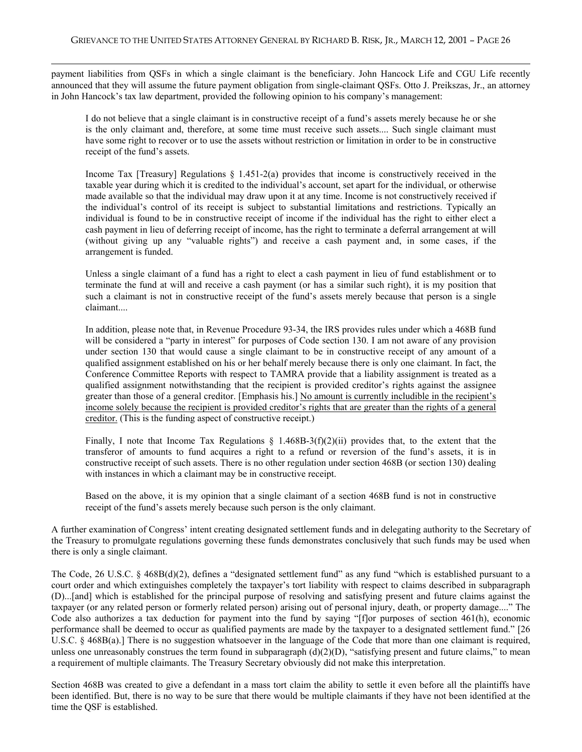payment liabilities from QSFs in which a single claimant is the beneficiary. John Hancock Life and CGU Life recently announced that they will assume the future payment obligation from single-claimant QSFs. Otto J. Preikszas, Jr., an attorney in John Hancock's tax law department, provided the following opinion to his company's management:

> I do not believe that a single claimant is in constructive receipt of a fund's assets merely because he or she is the only claimant and, therefore, at some time must receive such assets.... Such single claimant must have some right to recover or to use the assets without restriction or limitation in order to be in constructive receipt of the fund's assets.
>
> Income Tax [Treasury] Regulations § 1.451-2(a) provides that income is constructively received in the taxable year during which it is credited to the individual's account, set apart for the individual, or otherwise made available so that the individual may draw upon it at any time. Income is not constructively received if the individual's control of its receipt is subject to substantial limitations and restrictions. Typically an individual is found to be in constructive receipt of income if the individual has the right to either elect a cash payment in lieu of deferring receipt of income, has the right to terminate a deferral arrangement at will (without giving up any "valuable rights") and receive a cash payment and, in some cases, if the arrangement is funded.
>
> Unless a single claimant of a fund has a right to elect a cash payment in lieu of fund establishment or to terminate the fund at will and receive a cash payment (or has a similar such right), it is my position that such a claimant is not in constructive receipt of the fund's assets merely because that person is a single claimant....
>
> In addition, please note that, in Revenue Procedure 93-34, the IRS provides rules under which a 468B fund will be considered a "party in interest" for purposes of Code section 130. I am not aware of any provision under section 130 that would cause a single claimant to be in constructive receipt of any amount of a qualified assignment established on his or her behalf merely because there is only one claimant. In fact, the Conference Committee Reports with respect to TAMRA provide that a liability assignment is treated as a qualified assignment notwithstanding that the recipient is provided creditor's rights against the assignee greater than those of a general creditor. [Emphasis his.] <u>No amount is currently includible in the recipient's income solely because the recipient is provided creditor's rights that are greater than the rights of a general creditor.</u> (This is the funding aspect of constructive receipt.)
>
> Finally, I note that Income Tax Regulations § 1.468B-3(f)(2)(ii) provides that, to the extent that the transferor of amounts to fund acquires a right to a refund or reversion of the fund's assets, it is in constructive receipt of such assets. There is no other regulation under section 468B (or section 130) dealing with instances in which a claimant may be in constructive receipt.
>
> Based on the above, it is my opinion that a single claimant of a section 468B fund is not in constructive receipt of the fund's assets merely because such person is the only claimant.

A further examination of Congress' intent creating designated settlement funds and in delegating authority to the Secretary of the Treasury to promulgate regulations governing these funds demonstrates conclusively that such funds may be used when there is only a single claimant.

The Code, 26 U.S.C. § 468B(d)(2), defines a "designated settlement fund" as any fund "which is established pursuant to a court order and which extinguishes completely the taxpayer's tort liability with respect to claims described in subparagraph (D)...[and] which is established for the principal purpose of resolving and satisfying present and future claims against the taxpayer (or any related person or formerly related person) arising out of personal injury, death, or property damage...." The Code also authorizes a tax deduction for payment into the fund by saying "[f]or purposes of section 461(h), economic performance shall be deemed to occur as qualified payments are made by the taxpayer to a designated settlement fund." [26 U.S.C. § 468B(a).] There is no suggestion whatsoever in the language of the Code that more than one claimant is required, unless one unreasonably construes the term found in subparagraph (d)(2)(D), "satisfying present and future claims," to mean a requirement of multiple claimants. The Treasury Secretary obviously did not make this interpretation.

Section 468B was created to give a defendant in a mass tort claim the ability to settle it even before all the plaintiffs have been identified. But, there is no way to be sure that there would be multiple claimants if they have not been identified at the time the QSF is established.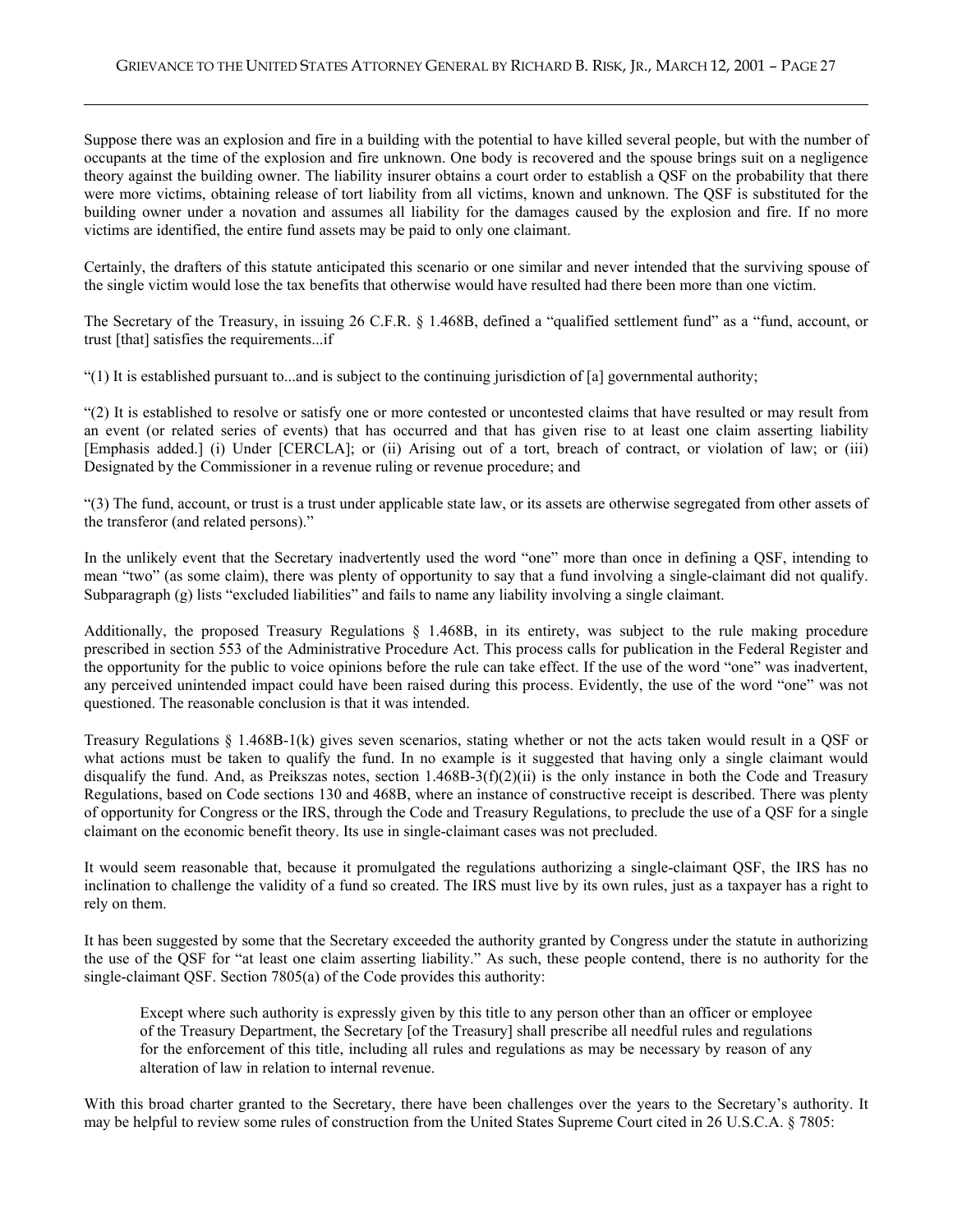Suppose there was an explosion and fire in a building with the potential to have killed several people, but with the number of occupants at the time of the explosion and fire unknown. One body is recovered and the spouse brings suit on a negligence theory against the building owner. The liability insurer obtains a court order to establish a QSF on the probability that there were more victims, obtaining release of tort liability from all victims, known and unknown. The QSF is substituted for the building owner under a novation and assumes all liability for the damages caused by the explosion and fire. If no more victims are identified, the entire fund assets may be paid to only one claimant.

Certainly, the drafters of this statute anticipated this scenario or one similar and never intended that the surviving spouse of the single victim would lose the tax benefits that otherwise would have resulted had there been more than one victim.

The Secretary of the Treasury, in issuing 26 C.F.R. § 1.468B, defined a "qualified settlement fund" as a "fund, account, or trust [that] satisfies the requirements...if

"(1) It is established pursuant to...and is subject to the continuing jurisdiction of [a] governmental authority;

"(2) It is established to resolve or satisfy one or more contested or uncontested claims that have resulted or may result from an event (or related series of events) that has occurred and that has given rise to at least one claim asserting liability [Emphasis added.] (i) Under [CERCLA]; or (ii) Arising out of a tort, breach of contract, or violation of law; or (iii) Designated by the Commissioner in a revenue ruling or revenue procedure; and

"(3) The fund, account, or trust is a trust under applicable state law, or its assets are otherwise segregated from other assets of the transferor (and related persons)."

In the unlikely event that the Secretary inadvertently used the word "one" more than once in defining a QSF, intending to mean "two" (as some claim), there was plenty of opportunity to say that a fund involving a single-claimant did not qualify. Subparagraph (g) lists "excluded liabilities" and fails to name any liability involving a single claimant.

Additionally, the proposed Treasury Regulations § 1.468B, in its entirety, was subject to the rule making procedure prescribed in section 553 of the Administrative Procedure Act. This process calls for publication in the Federal Register and the opportunity for the public to voice opinions before the rule can take effect. If the use of the word "one" was inadvertent, any perceived unintended impact could have been raised during this process. Evidently, the use of the word "one" was not questioned. The reasonable conclusion is that it was intended.

Treasury Regulations § 1.468B-1(k) gives seven scenarios, stating whether or not the acts taken would result in a QSF or what actions must be taken to qualify the fund. In no example is it suggested that having only a single claimant would disqualify the fund. And, as Preikszas notes, section 1.468B-3(f)(2)(ii) is the only instance in both the Code and Treasury Regulations, based on Code sections 130 and 468B, where an instance of constructive receipt is described. There was plenty of opportunity for Congress or the IRS, through the Code and Treasury Regulations, to preclude the use of a QSF for a single claimant on the economic benefit theory. Its use in single-claimant cases was not precluded.

It would seem reasonable that, because it promulgated the regulations authorizing a single-claimant QSF, the IRS has no inclination to challenge the validity of a fund so created. The IRS must live by its own rules, just as a taxpayer has a right to rely on them.

It has been suggested by some that the Secretary exceeded the authority granted by Congress under the statute in authorizing the use of the QSF for "at least one claim asserting liability." As such, these people contend, there is no authority for the single-claimant QSF. Section 7805(a) of the Code provides this authority:

> Except where such authority is expressly given by this title to any person other than an officer or employee of the Treasury Department, the Secretary [of the Treasury] shall prescribe all needful rules and regulations for the enforcement of this title, including all rules and regulations as may be necessary by reason of any alteration of law in relation to internal revenue.

With this broad charter granted to the Secretary, there have been challenges over the years to the Secretary's authority. It may be helpful to review some rules of construction from the United States Supreme Court cited in 26 U.S.C.A. § 7805: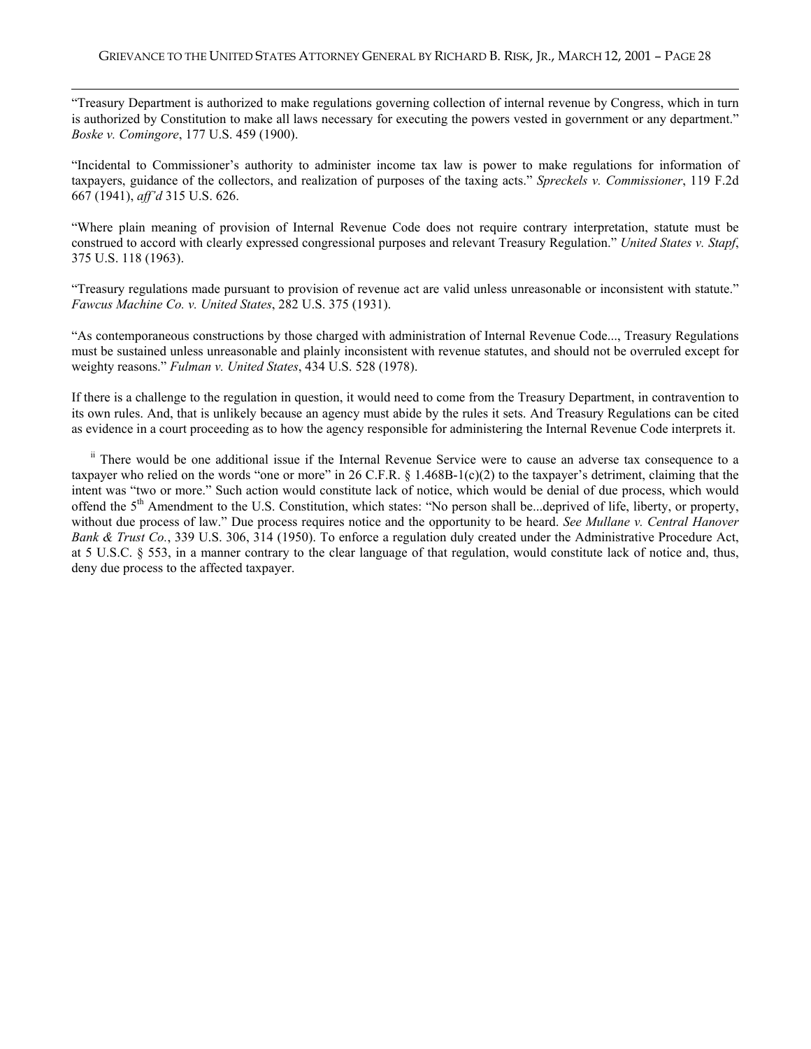"Treasury Department is authorized to make regulations governing collection of internal revenue by Congress, which in turn is authorized by Constitution to make all laws necessary for executing the powers vested in government or any department." *Boske v. Comingore*, 177 U.S. 459 (1900).

"Incidental to Commissioner's authority to administer income tax law is power to make regulations for information of taxpayers, guidance of the collectors, and realization of purposes of the taxing acts." *Spreckels v. Commissioner*, 119 F.2d 667 (1941), *aff'd* 315 U.S. 626.

"Where plain meaning of provision of Internal Revenue Code does not require contrary interpretation, statute must be construed to accord with clearly expressed congressional purposes and relevant Treasury Regulation." *United States v. Stapf*, 375 U.S. 118 (1963).

"Treasury regulations made pursuant to provision of revenue act are valid unless unreasonable or inconsistent with statute." *Fawcus Machine Co. v. United States*, 282 U.S. 375 (1931).

"As contemporaneous constructions by those charged with administration of Internal Revenue Code..., Treasury Regulations must be sustained unless unreasonable and plainly inconsistent with revenue statutes, and should not be overruled except for weighty reasons." *Fulman v. United States*, 434 U.S. 528 (1978).

If there is a challenge to the regulation in question, it would need to come from the Treasury Department, in contravention to its own rules. And, that is unlikely because an agency must abide by the rules it sets. And Treasury Regulations can be cited as evidence in a court proceeding as to how the agency responsible for administering the Internal Revenue Code interprets it.

[ii] There would be one additional issue if the Internal Revenue Service were to cause an adverse tax consequence to a taxpayer who relied on the words "one or more" in 26 C.F.R. § 1.468B-1(c)(2) to the taxpayer's detriment, claiming that the intent was "two or more." Such action would constitute lack of notice, which would be denial of due process, which would offend the 5th Amendment to the U.S. Constitution, which states: "No person shall be...deprived of life, liberty, or property, without due process of law." Due process requires notice and the opportunity to be heard. *See Mullane v. Central Hanover Bank & Trust Co.*, 339 U.S. 306, 314 (1950). To enforce a regulation duly created under the Administrative Procedure Act, at 5 U.S.C. § 553, in a manner contrary to the clear language of that regulation, would constitute lack of notice and, thus, deny due process to the affected taxpayer.